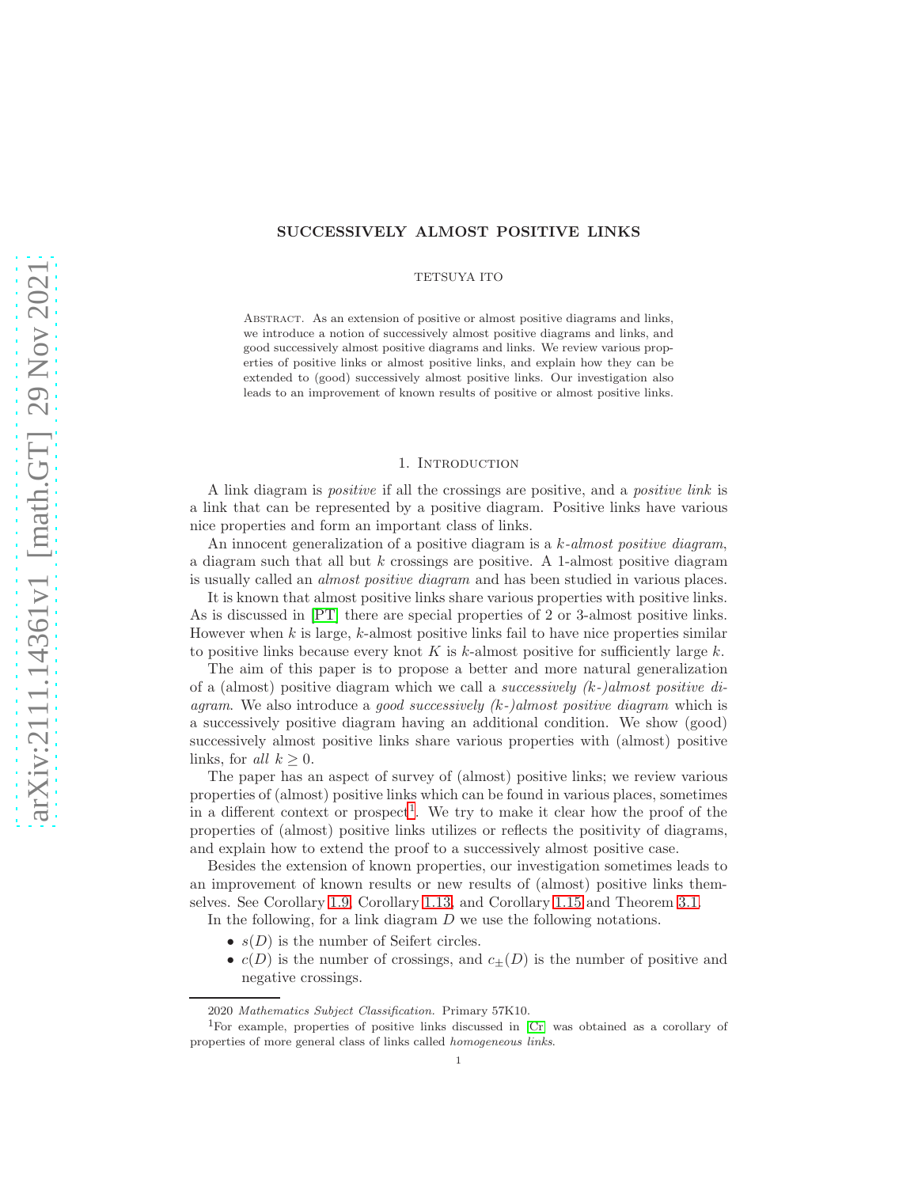# SUCCESSIVELY ALMOST POSITIVE LINKS

TETSUYA ITO

Abstract. As an extension of positive or almost positive diagrams and links, we introduce a notion of successively almost positive diagrams and links, and good successively almost positive diagrams and links. We review various properties of positive links or almost positive links, and explain how they can be extended to (good) successively almost positive links. Our investigation also leads to an improvement of known results of positive or almost positive links.

## 1. Introduction

A link diagram is *positive* if all the crossings are positive, and a *positive link* is a link that can be represented by a positive diagram. Positive links have various nice properties and form an important class of links.

An innocent generalization of a positive diagram is a *k-almost positive diagram*, a diagram such that all but $k$ crossings are positive. A 1-almost positive diagram is usually called an *almost positive diagram* and has been studied in various places.

It is known that almost positive links share various properties with positive links. As is discussed in [PT] there are special properties of 2 or 3-almost positive links. However when $k$ is large, $k$-almost positive links fail to have nice properties similar to positive links because every knot $K$ is $k$-almost positive for sufficiently large $k$.

The aim of this paper is to propose a better and more natural generalization of a (almost) positive diagram which we call a *successively (k-)almost positive diagram*. We also introduce a *good successively (k-)almost positive diagram* which is a successively positive diagram having an additional condition. We show (good) successively almost positive links share various properties with (almost) positive links, for *all* $k \geq 0$.

The paper has an aspect of survey of (almost) positive links; we review various properties of (almost) positive links which can be found in various places, sometimes in a different context or prospect[1]. We try to make it clear how the proof of the properties of (almost) positive links utilizes or reflects the positivity of diagrams, and explain how to extend the proof to a successively almost positive case.

Besides the extension of known properties, our investigation sometimes leads to an improvement of known results or new results of (almost) positive links themselves. See Corollary 1.9, Corollary 1.13, and Corollary 1.15 and Theorem 3.1.

In the following, for a link diagram $D$ we use the following notations.

- $s(D)$ is the number of Seifert circles.
- $c(D)$ is the number of crossings, and $c_{\pm}(D)$ is the number of positive and negative crossings.

2020 *Mathematics Subject Classification.* Primary 57K10.

[1] For example, properties of positive links discussed in [Cr] was obtained as a corollary of properties of more general class of links called *homogeneous links*.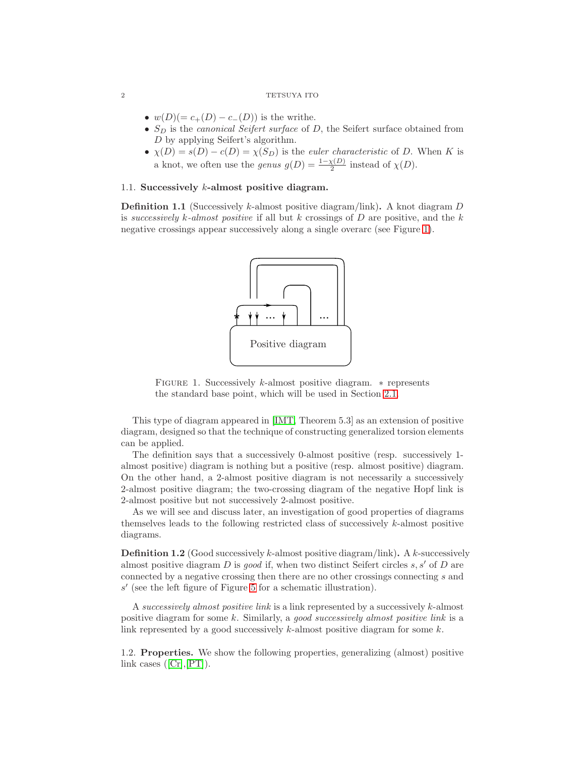- $w(D)(= c_+(D) - c_-(D))$ is the writhe.
- $S_D$ is the *canonical Seifert surface* of $D$, the Seifert surface obtained from $D$ by applying Seifert's algorithm.
- $\chi(D) = s(D) - c(D) = \chi(S_D)$ is the *euler characteristic* of $D$. When $K$ is a knot, we often use the *genus* $g(D) = \frac{1-\chi(D)}{2}$ instead of $\chi(D)$.

### 1.1. Successively $k$-almost positive diagram.

**Definition 1.1** (Successively $k$-almost positive diagram/link)**.** A knot diagram $D$ is *successively $k$-almost positive* if all but $k$ crossings of $D$ are positive, and the $k$ negative crossings appear successively along a single overarc (see Figure 1).

Positive diagram

FIGURE 1. Successively $k$-almost positive diagram. $*$ represents the standard base point, which will be used in Section 2.1.

This type of diagram appeared in [IMT, Theorem 5.3] as an extension of positive diagram, designed so that the technique of constructing generalized torsion elements can be applied.

The definition says that a successively 0-almost positive (resp. successively 1-almost positive) diagram is nothing but a positive (resp. almost positive) diagram. On the other hand, a 2-almost positive diagram is not necessarily a successively 2-almost positive diagram; the two-crossing diagram of the negative Hopf link is 2-almost positive but not successively 2-almost positive.

As we will see and discuss later, an investigation of good properties of diagrams themselves leads to the following restricted class of successively $k$-almost positive diagrams.

**Definition 1.2** (Good successively $k$-almost positive diagram/link)**.** A $k$-successively almost positive diagram $D$ is *good* if, when two distinct Seifert circles $s, s'$ of $D$ are connected by a negative crossing then there are no other crossings connecting $s$ and $s'$ (see the left figure of Figure 5 for a schematic illustration).

A *successively almost positive link* is a link represented by a successively $k$-almost positive diagram for some $k$. Similarly, a *good successively almost positive link* is a link represented by a good successively $k$-almost positive diagram for some $k$.

### 1.2. Properties.

We show the following properties, generalizing (almost) positive link cases ([Cr],[PT]).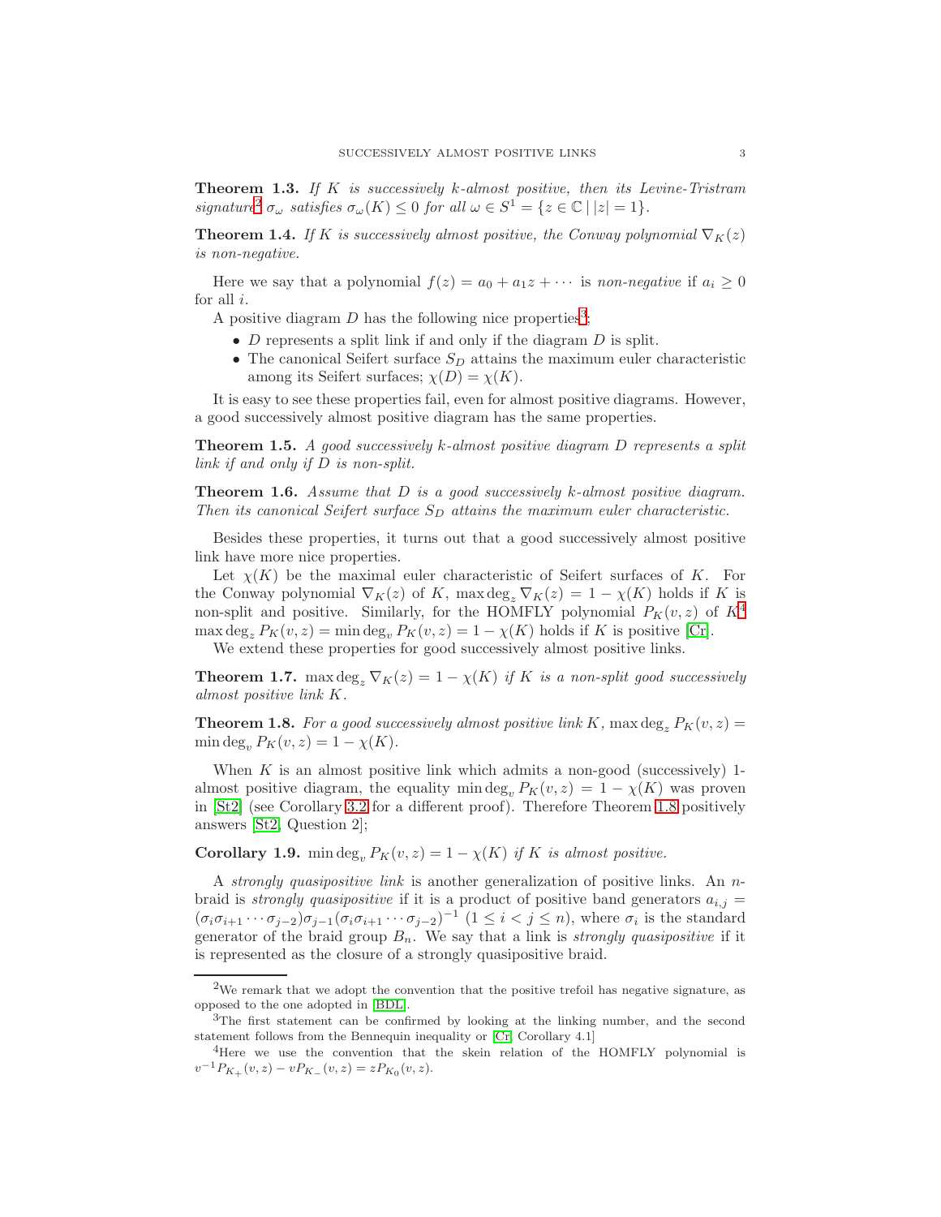**Theorem 1.3.** *If $K$ is successively $k$-almost positive, then its Levine-Tristram signature*[2] *$\sigma_\omega$ satisfies $\sigma_\omega(K) \leq 0$ for all $\omega \in S^1 = \{z \in \mathbb{C} \mid |z| = 1\}$.*

**Theorem 1.4.** *If $K$ is successively almost positive, the Conway polynomial $\nabla_K(z)$ is non-negative.*

Here we say that a polynomial $f(z) = a_0 + a_1 z + \cdots$ is *non-negative* if $a_i \geq 0$ for all $i$.

A positive diagram $D$ has the following nice properties[3];

- $D$ represents a split link if and only if the diagram $D$ is split.
- The canonical Seifert surface $S_D$ attains the maximum euler characteristic among its Seifert surfaces; $\chi(D) = \chi(K)$.

It is easy to see these properties fail, even for almost positive diagrams. However, a good successively almost positive diagram has the same properties.

**Theorem 1.5.** *A good successively $k$-almost positive diagram $D$ represents a split link if and only if $D$ is non-split.*

**Theorem 1.6.** *Assume that $D$ is a good successively $k$-almost positive diagram. Then its canonical Seifert surface $S_D$ attains the maximum euler characteristic.*

Besides these properties, it turns out that a good successively almost positive link have more nice properties.

Let $\chi(K)$ be the maximal euler characteristic of Seifert surfaces of $K$. For the Conway polynomial $\nabla_K(z)$ of $K$, $\max\deg_z \nabla_K(z) = 1 - \chi(K)$ holds if $K$ is non-split and positive. Similarly, for the HOMFLY polynomial $P_K(v, z)$ of $K$[4] $\max\deg_z P_K(v, z) = \min\deg_v P_K(v, z) = 1 - \chi(K)$ holds if $K$ is positive [Cr].

We extend these properties for good successively almost positive links.

**Theorem 1.7.** $\max\deg_z \nabla_K(z) = 1 - \chi(K)$ *if $K$ is a non-split good successively almost positive link $K$.*

**Theorem 1.8.** *For a good successively almost positive link $K$, $\max\deg_z P_K(v, z) = \min\deg_v P_K(v, z) = 1 - \chi(K)$.*

When $K$ is an almost positive link which admits a non-good (successively) 1-almost positive diagram, the equality $\min\deg_v P_K(v, z) = 1 - \chi(K)$ was proven in [St2] (see Corollary 3.2 for a different proof). Therefore Theorem 1.8 positively answers [St2, Question 2];

**Corollary 1.9.** $\min\deg_v P_K(v, z) = 1 - \chi(K)$ *if $K$ is almost positive.*

A *strongly quasipositive link* is another generalization of positive links. An $n$-braid is *strongly quasipositive* if it is a product of positive band generators $a_{i,j} = (\sigma_i \sigma_{i+1} \cdots \sigma_{j-2})\sigma_{j-1}(\sigma_i \sigma_{i+1} \cdots \sigma_{j-2})^{-1}$ $(1 \leq i < j \leq n)$, where $\sigma_i$ is the standard generator of the braid group $B_n$. We say that a link is *strongly quasipositive* if it is represented as the closure of a strongly quasipositive braid.

---

[2] We remark that we adopt the convention that the positive trefoil has negative signature, as opposed to the one adopted in [BDL].

[3] The first statement can be confirmed by looking at the linking number, and the second statement follows from the Bennequin inequality or [Cr, Corollary 4.1]

[4] Here we use the convention that the skein relation of the HOMFLY polynomial is $v^{-1}P_{K_+}(v, z) - vP_{K_-}(v, z) = zP_{K_0}(v, z)$.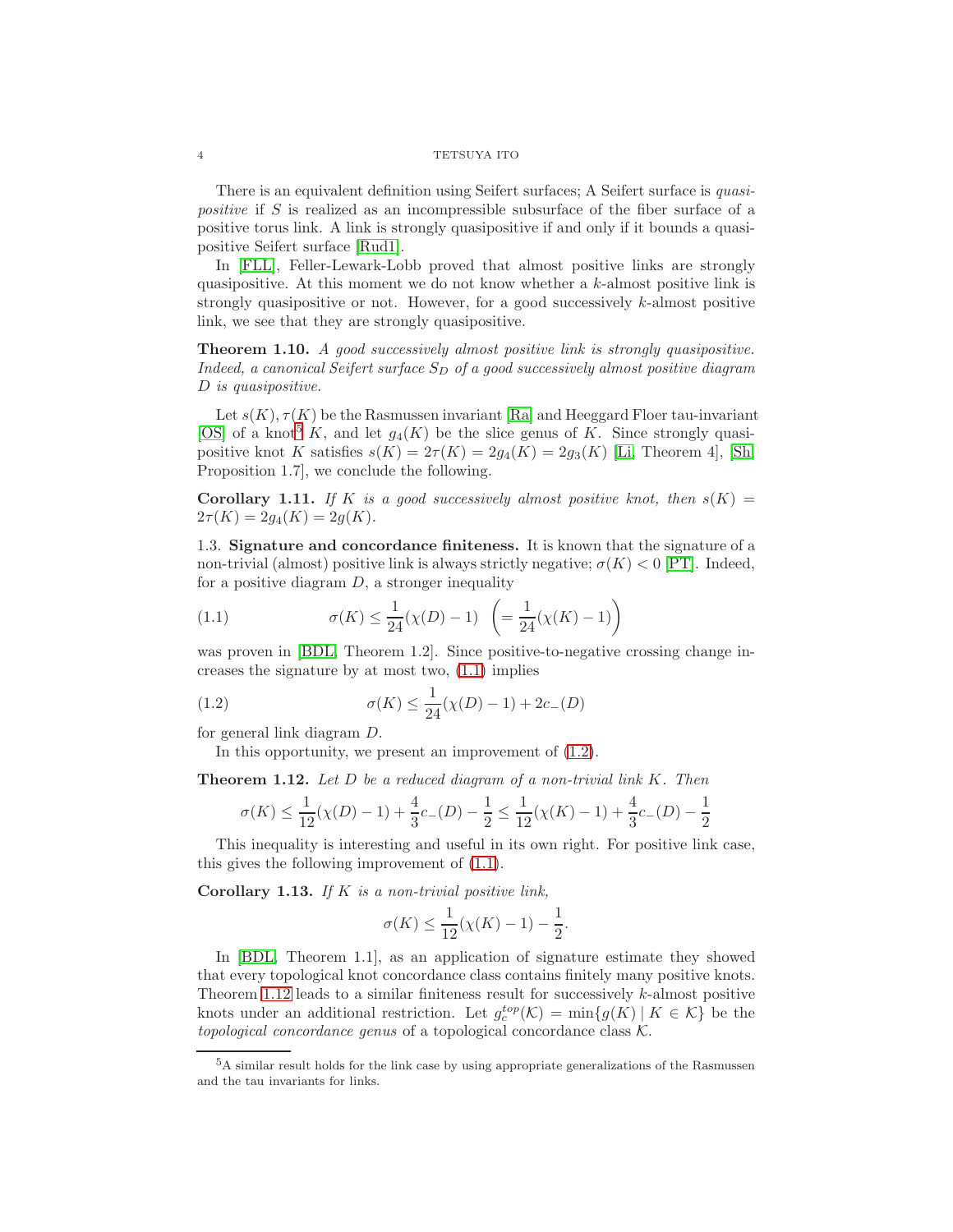There is an equivalent definition using Seifert surfaces; A Seifert surface is *quasipositive* if $S$ is realized as an incompressible subsurface of the fiber surface of a positive torus link. A link is strongly quasipositive if and only if it bounds a quasipositive Seifert surface [Rud1].

In [FLL], Feller-Lewark-Lobb proved that almost positive links are strongly quasipositive. At this moment we do not know whether a $k$-almost positive link is strongly quasipositive or not. However, for a good successively $k$-almost positive link, we see that they are strongly quasipositive.

**Theorem 1.10.** *A good successively almost positive link is strongly quasipositive. Indeed, a canonical Seifert surface $S_D$ of a good successively almost positive diagram $D$ is quasipositive.*

Let $s(K), \tau(K)$ be the Rasmussen invariant [Ra] and Heegaard Floer tau-invariant [OS] of a knot[5] $K$, and let $g_4(K)$ be the slice genus of $K$. Since strongly quasipositive knot $K$ satisfies $s(K) = 2\tau(K) = 2g_4(K) = 2g_3(K)$ [Li, Theorem 4], [Sh, Proposition 1.7], we conclude the following.

**Corollary 1.11.** *If $K$ is a good successively almost positive knot, then $s(K) = 2\tau(K) = 2g_4(K) = 2g(K)$.*

1.3. **Signature and concordance finiteness.** It is known that the signature of a non-trivial (almost) positive link is always strictly negative; $\sigma(K) < 0$ [PT]. Indeed, for a positive diagram $D$, a stronger inequality

$$\sigma(K) \leq \frac{1}{24}(\chi(D) - 1) \quad \left( = \frac{1}{24}(\chi(K) - 1) \right) \tag{1.1}$$

was proven in [BDL, Theorem 1.2]. Since positive-to-negative crossing change increases the signature by at most two, (1.1) implies

$$\sigma(K) \leq \frac{1}{24}(\chi(D) - 1) + 2c_-(D) \tag{1.2}$$

for general link diagram $D$.

In this opportunity, we present an improvement of (1.2).

**Theorem 1.12.** *Let $D$ be a reduced diagram of a non-trivial link $K$. Then*

$$\sigma(K) \leq \frac{1}{12}(\chi(D) - 1) + \frac{4}{3}c_-(D) - \frac{1}{2} \leq \frac{1}{12}(\chi(K) - 1) + \frac{4}{3}c_-(D) - \frac{1}{2}$$

This inequality is interesting and useful in its own right. For positive link case, this gives the following improvement of (1.1).

**Corollary 1.13.** *If $K$ is a non-trivial positive link,*

$$\sigma(K) \leq \frac{1}{12}(\chi(K) - 1) - \frac{1}{2}.$$

In [BDL, Theorem 1.1], as an application of signature estimate they showed that every topological knot concordance class contains finitely many positive knots. Theorem 1.12 leads to a similar finiteness result for successively $k$-almost positive knots under an additional restriction. Let $g_c^{top}(\mathcal{K}) = \min\{g(K) \mid K \in \mathcal{K}\}$ be the *topological concordance genus* of a topological concordance class $\mathcal{K}$.

[5] A similar result holds for the link case by using appropriate generalizations of the Rasmussen and the tau invariants for links.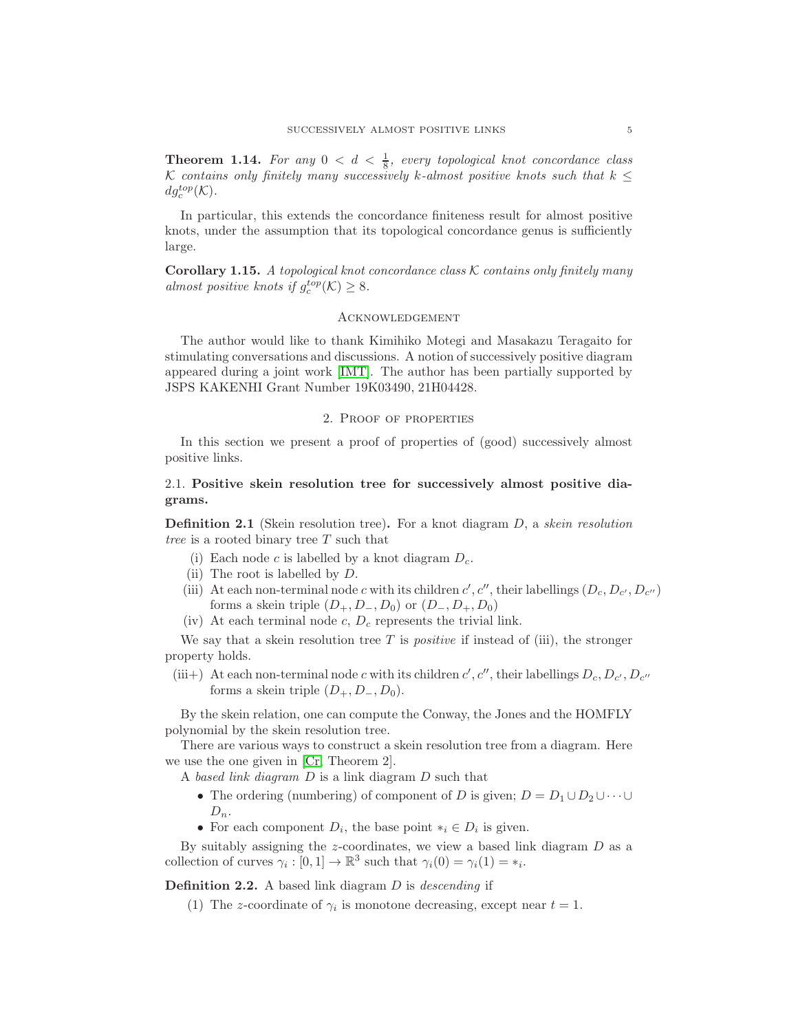**Theorem 1.14.** *For any $0 < d < \frac{1}{8}$, every topological knot concordance class $\mathcal{K}$ contains only finitely many successively $k$-almost positive knots such that $k \leq d g_c^{top}(\mathcal{K})$.*

In particular, this extends the concordance finiteness result for almost positive knots, under the assumption that its topological concordance genus is sufficiently large.

**Corollary 1.15.** *A topological knot concordance class $\mathcal{K}$ contains only finitely many almost positive knots if $g_c^{top}(\mathcal{K}) \geq 8$.*

## Acknowledgement

The author would like to thank Kimihiko Motegi and Masakazu Teragaito for stimulating conversations and discussions. A notion of successively positive diagram appeared during a joint work [IMT]. The author has been partially supported by JSPS KAKENHI Grant Number 19K03490, 21H04428.

## 2. Proof of properties

In this section we present a proof of properties of (good) successively almost positive links.

### 2.1. Positive skein resolution tree for successively almost positive diagrams.

**Definition 2.1** (Skein resolution tree)**.** For a knot diagram $D$, a *skein resolution tree* is a rooted binary tree $T$ such that

- (i) Each node $c$ is labelled by a knot diagram $D_c$.
- (ii) The root is labelled by $D$.
- (iii) At each non-terminal node $c$ with its children $c', c''$, their labellings $(D_c, D_{c'}, D_{c''})$ forms a skein triple $(D_+, D_-, D_0)$ or $(D_-, D_+, D_0)$
- (iv) At each terminal node $c$, $D_c$ represents the trivial link.

We say that a skein resolution tree $T$ is *positive* if instead of (iii), the stronger property holds.

- (iii+) At each non-terminal node $c$ with its children $c', c''$, their labellings $D_c, D_{c'}, D_{c''}$ forms a skein triple $(D_+, D_-, D_0)$.

By the skein relation, one can compute the Conway, the Jones and the HOMFLY polynomial by the skein resolution tree.

There are various ways to construct a skein resolution tree from a diagram. Here we use the one given in [Cr, Theorem 2].

A *based link diagram* $D$ is a link diagram $D$ such that

- The ordering (numbering) of component of $D$ is given; $D = D_1 \cup D_2 \cup \cdots \cup D_n$.
- For each component $D_i$, the base point $*_i \in D_i$ is given.

By suitably assigning the $z$-coordinates, we view a based link diagram $D$ as a collection of curves $\gamma_i : [0,1] \to \mathbb{R}^3$ such that $\gamma_i(0) = \gamma_i(1) = *_i$.

**Definition 2.2.** A based link diagram $D$ is *descending* if

(1) The $z$-coordinate of $\gamma_i$ is monotone decreasing, except near $t = 1$.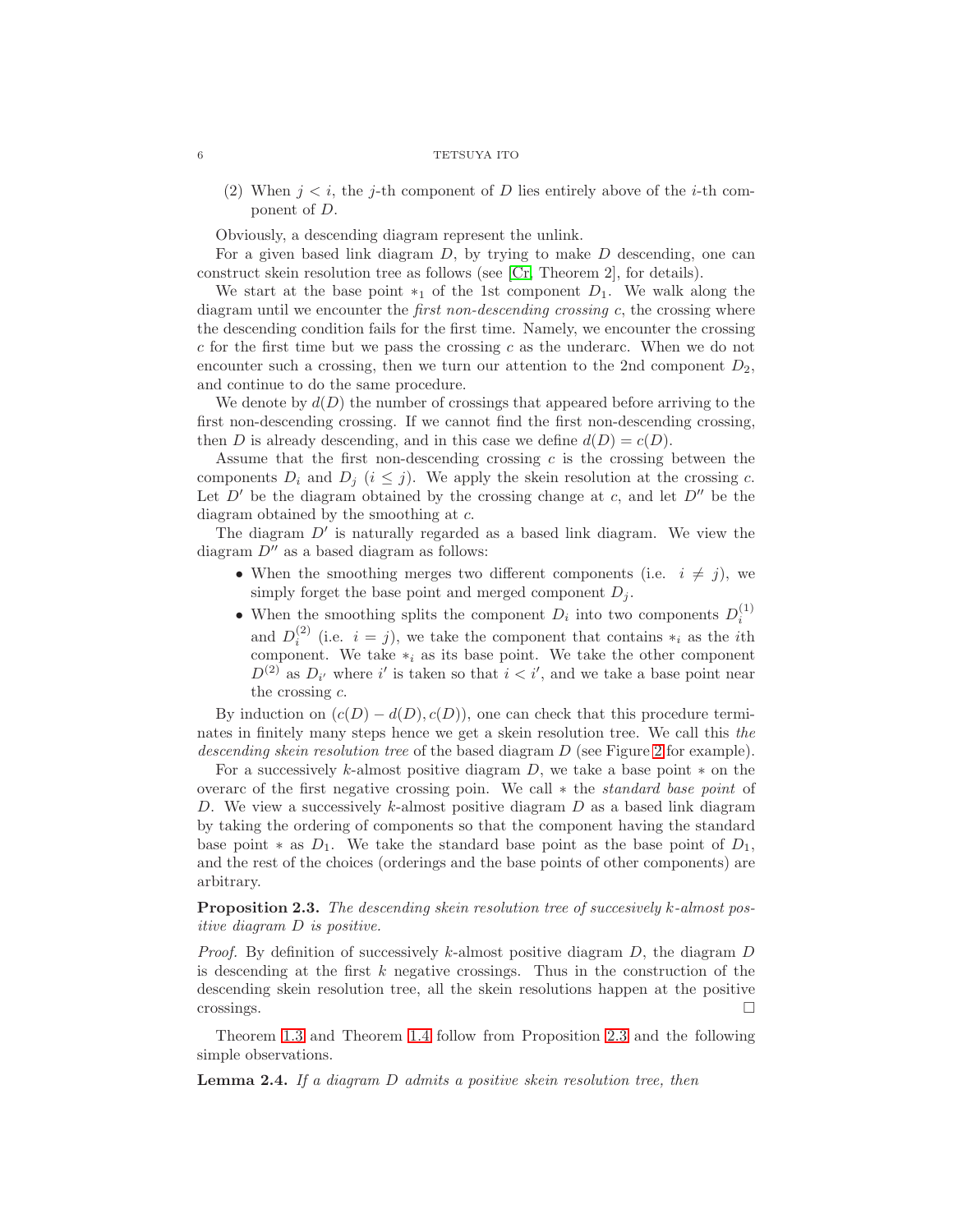(2) When $j < i$, the $j$-th component of $D$ lies entirely above of the $i$-th component of $D$.

Obviously, a descending diagram represent the unlink.

For a given based link diagram $D$, by trying to make $D$ descending, one can construct skein resolution tree as follows (see [Cr, Theorem 2], for details).

We start at the base point $*_1$ of the 1st component $D_1$. We walk along the diagram until we encounter the *first non-descending crossing* $c$, the crossing where the descending condition fails for the first time. Namely, we encounter the crossing $c$ for the first time but we pass the crossing $c$ as the underarc. When we do not encounter such a crossing, then we turn our attention to the 2nd component $D_2$, and continue to do the same procedure.

We denote by $d(D)$ the number of crossings that appeared before arriving to the first non-descending crossing. If we cannot find the first non-descending crossing, then $D$ is already descending, and in this case we define $d(D) = c(D)$.

Assume that the first non-descending crossing $c$ is the crossing between the components $D_i$ and $D_j$ ($i \leq j$). We apply the skein resolution at the crossing $c$. Let $D'$ be the diagram obtained by the crossing change at $c$, and let $D''$ be the diagram obtained by the smoothing at $c$.

The diagram $D'$ is naturally regarded as a based link diagram. We view the diagram $D''$ as a based diagram as follows:

- When the smoothing merges two different components (i.e. $i \neq j$), we simply forget the base point and merged component $D_j$.
- When the smoothing splits the component $D_i$ into two components $D_i^{(1)}$ and $D_i^{(2)}$ (i.e. $i = j$), we take the component that contains $*_i$ as the $i$th component. We take $*_i$ as its base point. We take the other component $D^{(2)}$ as $D_{i'}$ where $i'$ is taken so that $i < i'$, and we take a base point near the crossing $c$.

By induction on $(c(D) - d(D), c(D))$, one can check that this procedure terminates in finitely many steps hence we get a skein resolution tree. We call this *the descending skein resolution tree* of the based diagram $D$ (see Figure 2 for example).

For a successively $k$-almost positive diagram $D$, we take a base point $*$ on the overarc of the first negative crossing poin. We call $*$ the *standard base point* of $D$. We view a successively $k$-almost positive diagram $D$ as a based link diagram by taking the ordering of components so that the component having the standard base point $*$ as $D_1$. We take the standard base point as the base point of $D_1$, and the rest of the choices (orderings and the base points of other components) are arbitrary.

**Proposition 2.3.** *The descending skein resolution tree of succesively $k$-almost positive diagram $D$ is positive.*

*Proof.* By definition of successively $k$-almost positive diagram $D$, the diagram $D$ is descending at the first $k$ negative crossings. Thus in the construction of the descending skein resolution tree, all the skein resolutions happen at the positive crossings. □

Theorem 1.3 and Theorem 1.4 follow from Proposition 2.3 and the following simple observations.

**Lemma 2.4.** *If a diagram $D$ admits a positive skein resolution tree, then*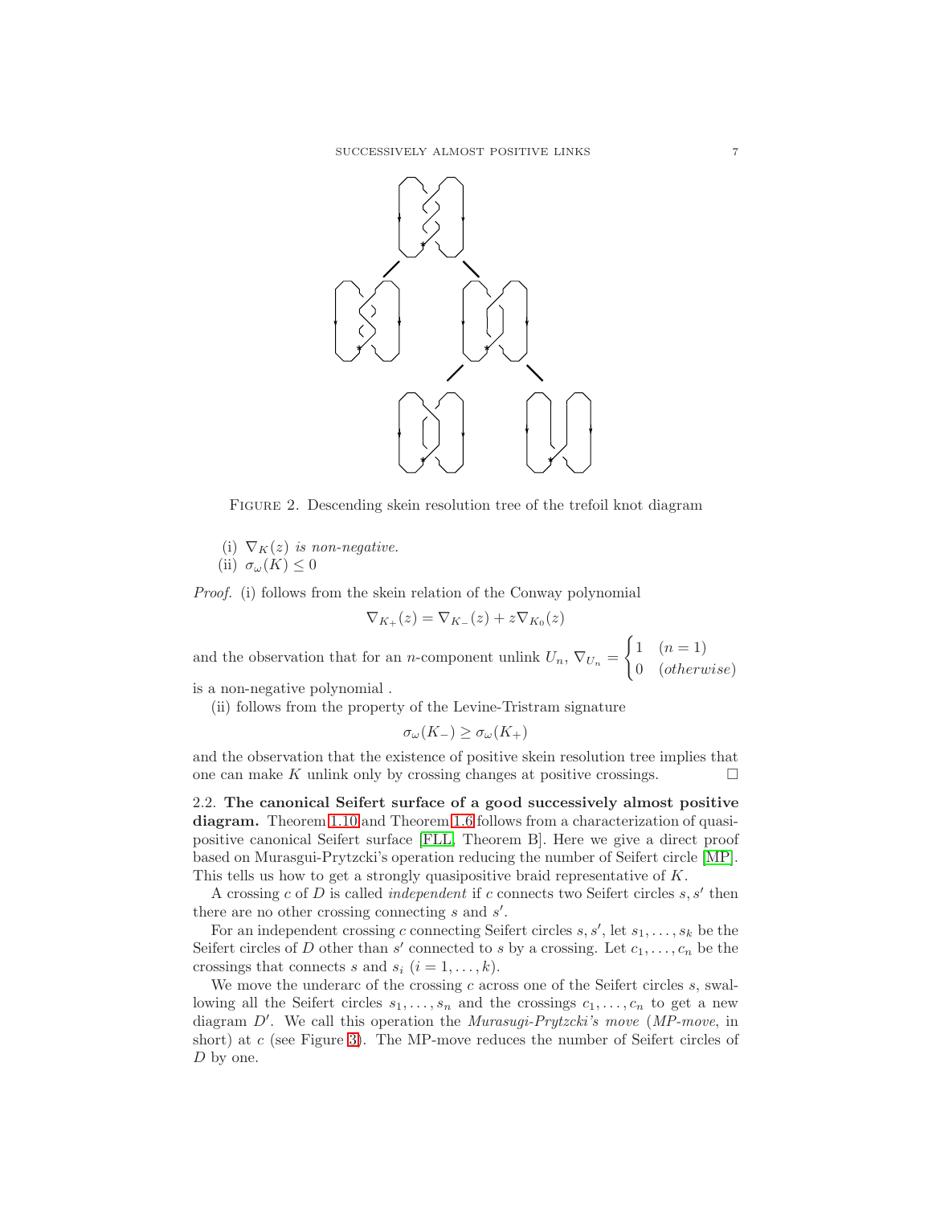FIGURE 2. Descending skein resolution tree of the trefoil knot diagram

(i) $\nabla_K(z)$ *is non-negative.*
(ii) $\sigma_\omega(K) \leq 0$

*Proof.* (i) follows from the skein relation of the Conway polynomial

$$\nabla_{K_+}(z) = \nabla_{K_-}(z) + z\nabla_{K_0}(z)$$

and the observation that for an $n$-component unlink $U_n$, $\nabla_{U_n} = \begin{cases} 1 & (n=1) \\ 0 & (otherwise) \end{cases}$ is a non-negative polynomial .

(ii) follows from the property of the Levine-Tristram signature

$$\sigma_\omega(K_-) \geq \sigma_\omega(K_+)$$

and the observation that the existence of positive skein resolution tree implies that one can make $K$ unlink only by crossing changes at positive crossings. $\square$

2.2. **The canonical Seifert surface of a good successively almost positive diagram.** Theorem 1.10 and Theorem 1.6 follows from a characterization of quasipositive canonical Seifert surface [FLL, Theorem B]. Here we give a direct proof based on Murasgui-Prytzcki's operation reducing the number of Seifert circle [MP]. This tells us how to get a strongly quasipositive braid representative of $K$.

A crossing $c$ of $D$ is called *independent* if $c$ connects two Seifert circles $s, s'$ then there are no other crossing connecting $s$ and $s'$.

For an independent crossing $c$ connecting Seifert circles $s, s'$, let $s_1, \ldots, s_k$ be the Seifert circles of $D$ other than $s'$ connected to $s$ by a crossing. Let $c_1, \ldots, c_n$ be the crossings that connects $s$ and $s_i$ $(i = 1, \ldots, k)$.

We move the underarc of the crossing $c$ across one of the Seifert circles $s$, swallowing all the Seifert circles $s_1, \ldots, s_n$ and the crossings $c_1, \ldots, c_n$ to get a new diagram $D'$. We call this operation the *Murasugi-Prytzcki's move* (*MP-move*, in short) at $c$ (see Figure 3). The MP-move reduces the number of Seifert circles of $D$ by one.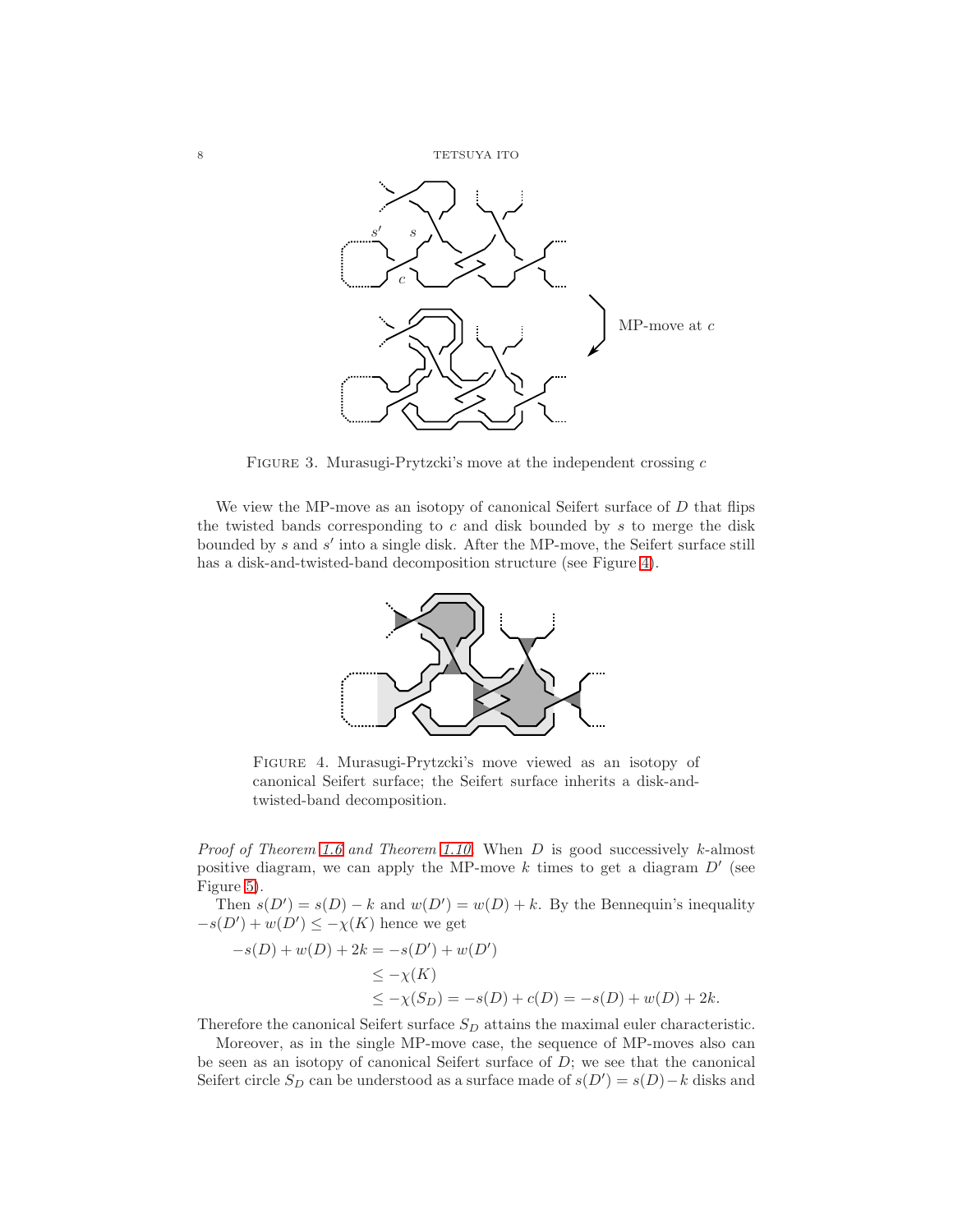FIGURE 3. Murasugi-Prytzcki's move at the independent crossing $c$

We view the MP-move as an isotopy of canonical Seifert surface of $D$ that flips the twisted bands corresponding to $c$ and disk bounded by $s$ to merge the disk bounded by $s$ and $s'$ into a single disk. After the MP-move, the Seifert surface still has a disk-and-twisted-band decomposition structure (see Figure 4).

FIGURE 4. Murasugi-Prytzcki's move viewed as an isotopy of canonical Seifert surface; the Seifert surface inherits a disk-and-twisted-band decomposition.

*Proof of Theorem 1.6 and Theorem 1.10.* When $D$ is good successively $k$-almost positive diagram, we can apply the MP-move $k$ times to get a diagram $D'$ (see Figure 5).

Then $s(D') = s(D) - k$ and $w(D') = w(D) + k$. By the Bennequin's inequality $-s(D') + w(D') \leq -\chi(K)$ hence we get

$$
\begin{aligned}
-s(D) + w(D) + 2k &= -s(D') + w(D') \\
&\leq -\chi(K) \\
&\leq -\chi(S_D) = -s(D) + c(D) = -s(D) + w(D) + 2k.
\end{aligned}
$$

Therefore the canonical Seifert surface $S_D$ attains the maximal euler characteristic.

Moreover, as in the single MP-move case, the sequence of MP-moves also can be seen as an isotopy of canonical Seifert surface of $D$; we see that the canonical Seifert circle $S_D$ can be understood as a surface made of $s(D') = s(D) - k$ disks and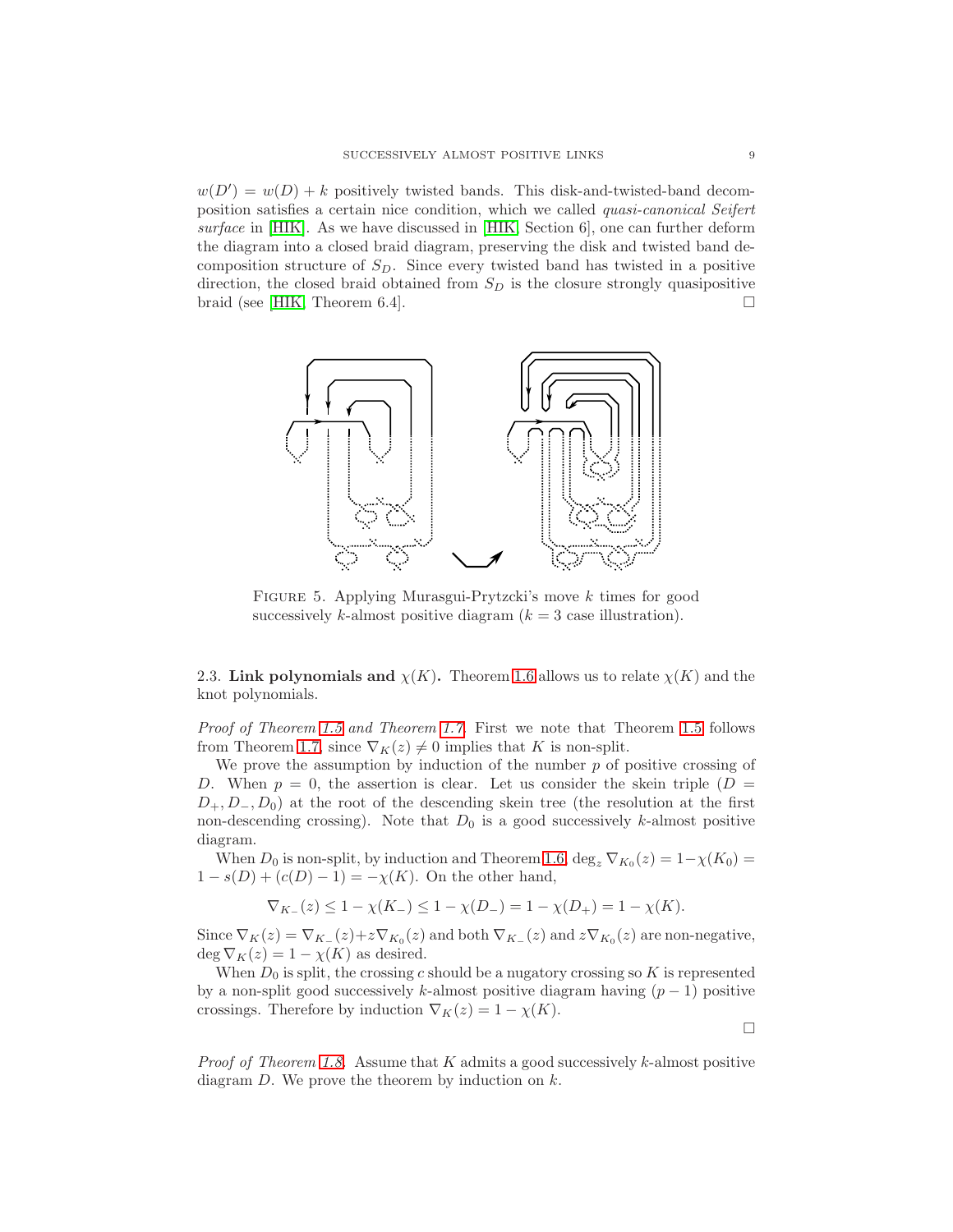$w(D') = w(D) + k$ positively twisted bands. This disk-and-twisted-band decomposition satisfies a certain nice condition, which we called *quasi-canonical Seifert surface* in [HIK]. As we have discussed in [HIK, Section 6], one can further deform the diagram into a closed braid diagram, preserving the disk and twisted band decomposition structure of $S_D$. Since every twisted band has twisted in a positive direction, the closed braid obtained from $S_D$ is the closure strongly quasipositive braid (see [HIK, Theorem 6.4]. □

FIGURE 5. Applying Murasgui-Prytzcki's move $k$ times for good successively $k$-almost positive diagram ($k = 3$ case illustration).

2.3. **Link polynomials and $\chi(K)$.** Theorem 1.6 allows us to relate $\chi(K)$ and the knot polynomials.

*Proof of Theorem 1.5 and Theorem 1.7.* First we note that Theorem 1.5 follows from Theorem 1.7, since $\nabla_K(z) \neq 0$ implies that $K$ is non-split.

We prove the assumption by induction of the number $p$ of positive crossing of $D$. When $p = 0$, the assertion is clear. Let us consider the skein triple $(D = D_+, D_-, D_0)$ at the root of the descending skein tree (the resolution at the first non-descending crossing). Note that $D_0$ is a good successively $k$-almost positive diagram.

When $D_0$ is non-split, by induction and Theorem 1.6, $\deg_z \nabla_{K_0}(z) = 1-\chi(K_0) = 1 - s(D) + (c(D) - 1) = -\chi(K)$. On the other hand,

$$\nabla_{K_-}(z) \leq 1 - \chi(K_-) \leq 1 - \chi(D_-) = 1 - \chi(D_+) = 1 - \chi(K).$$

Since $\nabla_K(z) = \nabla_{K_-}(z)+z\nabla_{K_0}(z)$ and both $\nabla_{K_-}(z)$ and $z\nabla_{K_0}(z)$ are non-negative, $\deg \nabla_K(z) = 1 - \chi(K)$ as desired.

When $D_0$ is split, the crossing $c$ should be a nugatory crossing so $K$ is represented by a non-split good successively $k$-almost positive diagram having $(p - 1)$ positive crossings. Therefore by induction $\nabla_K(z) = 1 - \chi(K)$.

□

*Proof of Theorem 1.8.* Assume that $K$ admits a good successively $k$-almost positive diagram $D$. We prove the theorem by induction on $k$.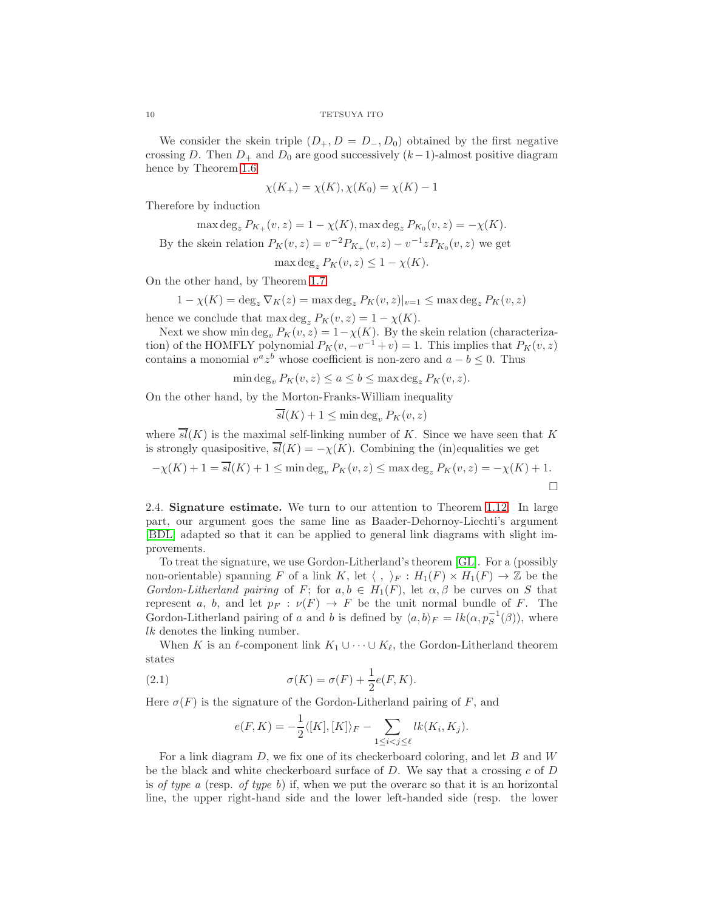We consider the skein triple $(D_+, D = D_-, D_0)$ obtained by the first negative crossing $D$. Then $D_+$ and $D_0$ are good successively $(k-1)$-almost positive diagram hence by Theorem 1.6

$$\chi(K_+) = \chi(K), \chi(K_0) = \chi(K) - 1$$

Therefore by induction

$$\max\deg_z P_{K_+}(v,z) = 1 - \chi(K), \max\deg_z P_{K_0}(v,z) = -\chi(K).$$

By the skein relation $P_K(v,z) = v^{-2}P_{K_+}(v,z) - v^{-1}zP_{K_0}(v,z)$ we get

$$\max\deg_z P_K(v,z) \leq 1 - \chi(K).$$

On the other hand, by Theorem 1.7

$$1 - \chi(K) = \deg_z \nabla_K(z) = \max\deg_z P_K(v,z)|_{v=1} \leq \max\deg_z P_K(v,z)$$

hence we conclude that $\max\deg_z P_K(v,z) = 1 - \chi(K)$.

Next we show $\min\deg_v P_K(v,z) = 1-\chi(K)$. By the skein relation (characterization) of the HOMFLY polynomial $P_K(v, -v^{-1}+v) = 1$. This implies that $P_K(v,z)$ contains a monomial $v^a z^b$ whose coefficient is non-zero and $a - b \leq 0$. Thus

$$\min\deg_v P_K(v,z) \leq a \leq b \leq \max\deg_z P_K(v,z).$$

On the other hand, by the Morton-Franks-William inequality

$$\overline{sl}(K) + 1 \leq \min\deg_v P_K(v,z)$$

where $\overline{sl}(K)$ is the maximal self-linking number of $K$. Since we have seen that $K$ is strongly quasipositive, $\overline{sl}(K) = -\chi(K)$. Combining the (in)equalities we get

$$-\chi(K) + 1 = \overline{sl}(K) + 1 \leq \min\deg_v P_K(v,z) \leq \max\deg_z P_K(v,z) = -\chi(K) + 1.$$

□

2.4. **Signature estimate.** We turn to our attention to Theorem 1.12. In large part, our argument goes the same line as Baader-Dehornoy-Liechti's argument [BDL] adapted so that it can be applied to general link diagrams with slight improvements.

To treat the signature, we use Gordon-Litherland's theorem [GL]. For a (possibly non-orientable) spanning $F$ of a link $K$, let $\langle\ ,\ \rangle_F : H_1(F) \times H_1(F) \to \mathbb{Z}$ be the *Gordon-Litherland pairing* of $F$; for $a, b \in H_1(F)$, let $\alpha, \beta$ be curves on $S$ that represent $a$, $b$, and let $p_F : \nu(F) \to F$ be the unit normal bundle of $F$. The Gordon-Litherland pairing of $a$ and $b$ is defined by $\langle a, b\rangle_F = lk(\alpha, p_S^{-1}(\beta))$, where $lk$ denotes the linking number.

When $K$ is an $\ell$-component link $K_1 \cup \cdots \cup K_\ell$, the Gordon-Litherland theorem states

$$\sigma(K) = \sigma(F) + \frac{1}{2}e(F,K). \tag{2.1}$$

Here $\sigma(F)$ is the signature of the Gordon-Litherland pairing of $F$, and

$$e(F,K) = -\frac{1}{2}\langle [K],[K]\rangle_F - \sum_{1 \leq i < j \leq \ell} lk(K_i, K_j).$$

For a link diagram $D$, we fix one of its checkerboard coloring, and let $B$ and $W$ be the black and white checkerboard surface of $D$. We say that a crossing $c$ of $D$ is *of type a* (resp. *of type b*) if, when we put the overarc so that it is an horizontal line, the upper right-hand side and the lower left-handed side (resp. the lower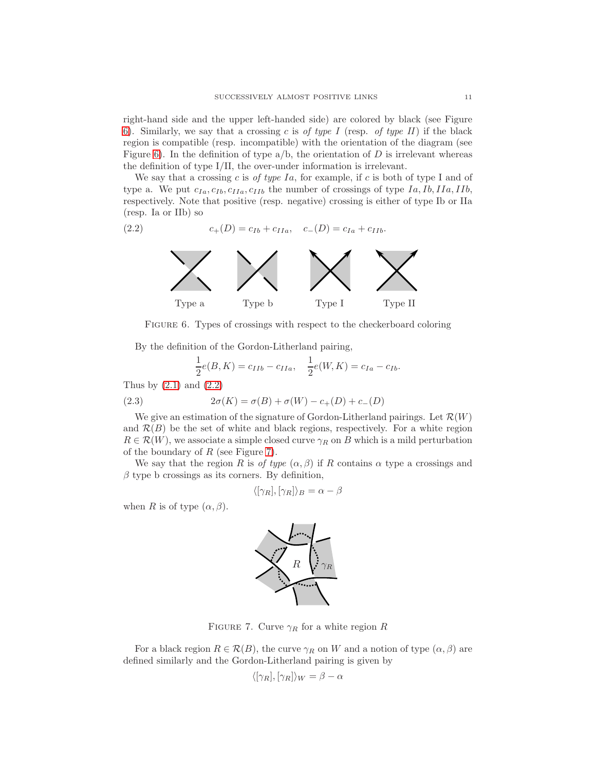right-hand side and the upper left-handed side) are colored by black (see Figure 6). Similarly, we say that a crossing $c$ is *of type I* (resp. *of type II*) if the black region is compatible (resp. incompatible) with the orientation of the diagram (see Figure 6). In the definition of type a/b, the orientation of $D$ is irrelevant whereas the definition of type I/II, the over-under information is irrelevant.

We say that a crossing $c$ is *of type Ia*, for example, if $c$ is both of type I and of type a. We put $c_{Ia}, c_{Ib}, c_{IIa}, c_{IIb}$ the number of crossings of type $Ia, Ib, IIa, IIb$, respectively. Note that positive (resp. negative) crossing is either of type Ib or IIa (resp. Ia or IIb) so

$$c_+(D) = c_{Ib} + c_{IIa}, \quad c_-(D) = c_{Ia} + c_{IIb}. \tag{2.2}$$

Type a    Type b    Type I    Type II

FIGURE 6. Types of crossings with respect to the checkerboard coloring

By the definition of the Gordon-Litherland pairing,

$$\frac{1}{2}e(B,K) = c_{IIb} - c_{IIa}, \quad \frac{1}{2}e(W,K) = c_{Ia} - c_{Ib}.$$

Thus by (2.1) and (2.2)

$$2\sigma(K) = \sigma(B) + \sigma(W) - c_+(D) + c_-(D) \tag{2.3}$$

We give an estimation of the signature of Gordon-Litherland pairings. Let $\mathcal{R}(W)$ and $\mathcal{R}(B)$ be the set of white and black regions, respectively. For a white region $R \in \mathcal{R}(W)$, we associate a simple closed curve $\gamma_R$ on $B$ which is a mild perturbation of the boundary of $R$ (see Figure 7).

We say that the region $R$ is *of type* $(\alpha, \beta)$ if $R$ contains $\alpha$ type a crossings and $\beta$ type b crossings as its corners. By definition,

$$\langle [\gamma_R], [\gamma_R] \rangle_B = \alpha - \beta$$

when $R$ is of type $(\alpha, \beta)$.

FIGURE 7. Curve $\gamma_R$ for a white region $R$

For a black region $R \in \mathcal{R}(B)$, the curve $\gamma_R$ on $W$ and a notion of type $(\alpha, \beta)$ are defined similarly and the Gordon-Litherland pairing is given by

$$\langle [\gamma_R], [\gamma_R] \rangle_W = \beta - \alpha$$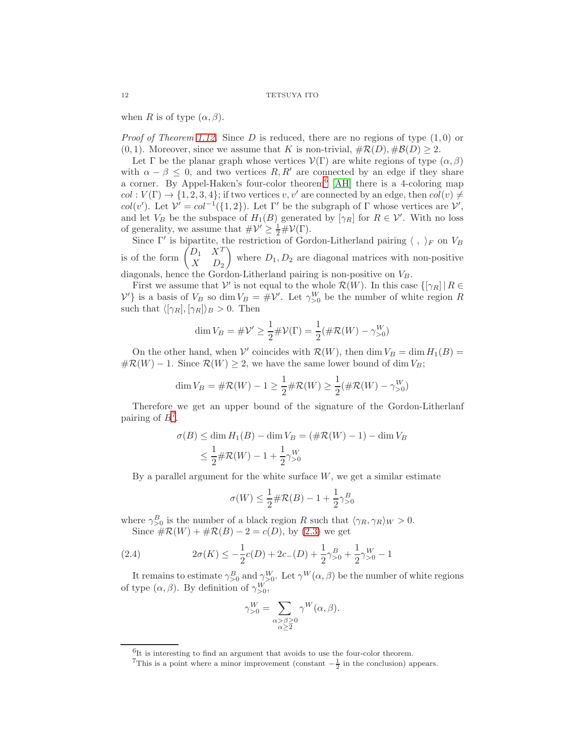when $R$ is of type $(\alpha, \beta)$.

*Proof of Theorem 1.12.* Since $D$ is reduced, there are no regions of type $(1,0)$ or $(0,1)$. Moreover, since we assume that $K$ is non-trivial, $\#\mathcal{R}(D), \#\mathcal{B}(D) \geq 2$.

Let $\Gamma$ be the planar graph whose vertices $\mathcal{V}(\Gamma)$ are white regions of type $(\alpha, \beta)$ with $\alpha - \beta \leq 0$, and two vertices $R, R'$ are connected by an edge if they share a corner. By Appel-Haken's four-color theorem[6] [AH] there is a 4-coloring map $col : V(\Gamma) \to \{1,2,3,4\}$; if two vertices $v, v'$ are connected by an edge, then $col(v) \neq col(v')$. Let $\mathcal{V}' = col^{-1}(\{1,2\})$. Let $\Gamma'$ be the subgraph of $\Gamma$ whose vertices are $\mathcal{V}'$, and let $V_B$ be the subspace of $H_1(B)$ generated by $[\gamma_R]$ for $R \in \mathcal{V}'$. With no loss of generality, we assume that $\#\mathcal{V}' \geq \frac{1}{2}\#\mathcal{V}(\Gamma)$.

Since $\Gamma'$ is bipartite, the restriction of Gordon-Litherland pairing $\langle \ , \ \rangle_F$ on $V_B$ is of the form $\begin{pmatrix} D_1 & X^T \\ X & D_2 \end{pmatrix}$ where $D_1, D_2$ are diagonal matrices with non-positive diagonals, hence the Gordon-Litherland pairing is non-positive on $V_B$.

First we assume that $\mathcal{V}'$ is not equal to the whole $\mathcal{R}(W)$. In this case $\{[\gamma_R] \mid R \in \mathcal{V}'\}$ is a basis of $V_B$ so $\dim V_B = \#\mathcal{V}'$. Let $\gamma^W_{>0}$ be the number of white region $R$ such that $\langle [\gamma_R], [\gamma_R] \rangle_B > 0$. Then

$$\dim V_B = \#\mathcal{V}' \geq \frac{1}{2}\#\mathcal{V}(\Gamma) = \frac{1}{2}(\#\mathcal{R}(W) - \gamma^W_{>0})$$

On the other hand, when $\mathcal{V}'$ coincides with $\mathcal{R}(W)$, then $\dim V_B = \dim H_1(B) = \#\mathcal{R}(W) - 1$. Since $\mathcal{R}(W) \geq 2$, we have the same lower bound of $\dim V_B$;

$$\dim V_B = \#\mathcal{R}(W) - 1 \geq \frac{1}{2}\#\mathcal{R}(W) \geq \frac{1}{2}(\#\mathcal{R}(W) - \gamma^W_{>0})$$

Therefore we get an upper bound of the signature of the Gordon-Litherlanf pairing of $B$[7].

$$\begin{aligned} \sigma(B) &\leq \dim H_1(B) - \dim V_B = (\#\mathcal{R}(W) - 1) - \dim V_B \\ &\leq \frac{1}{2}\#\mathcal{R}(W) - 1 + \frac{1}{2}\gamma^W_{>0} \end{aligned}$$

By a parallel argument for the white surface $W$, we get a similar estimate

$$\sigma(W) \leq \frac{1}{2}\#\mathcal{R}(B) - 1 + \frac{1}{2}\gamma^B_{>0}$$

where $\gamma^B_{>0}$ is the number of a black region $R$ such that $\langle \gamma_R, \gamma_R \rangle_W > 0$.

Since $\#\mathcal{R}(W) + \#\mathcal{R}(B) - 2 = c(D)$, by (2.3) we get

$$2\sigma(K) \leq -\frac{1}{2}c(D) + 2c_-(D) + \frac{1}{2}\gamma^B_{>0} + \frac{1}{2}\gamma^W_{>0} - 1 \tag{2.4}$$

It remains to estimate $\gamma^B_{>0}$ and $\gamma^W_{>0}$. Let $\gamma^W(\alpha, \beta)$ be the number of white regions of type $(\alpha, \beta)$. By definition of $\gamma^W_{>0}$,

$$\gamma^W_{>0} = \sum_{\substack{\alpha > \beta \geq 0 \\ \alpha \geq 2}} \gamma^W(\alpha, \beta).$$

[6] It is interesting to find an argument that avoids to use the four-color theorem.

[7] This is a point where a minor improvement (constant $-\frac{1}{2}$ in the conclusion) appears.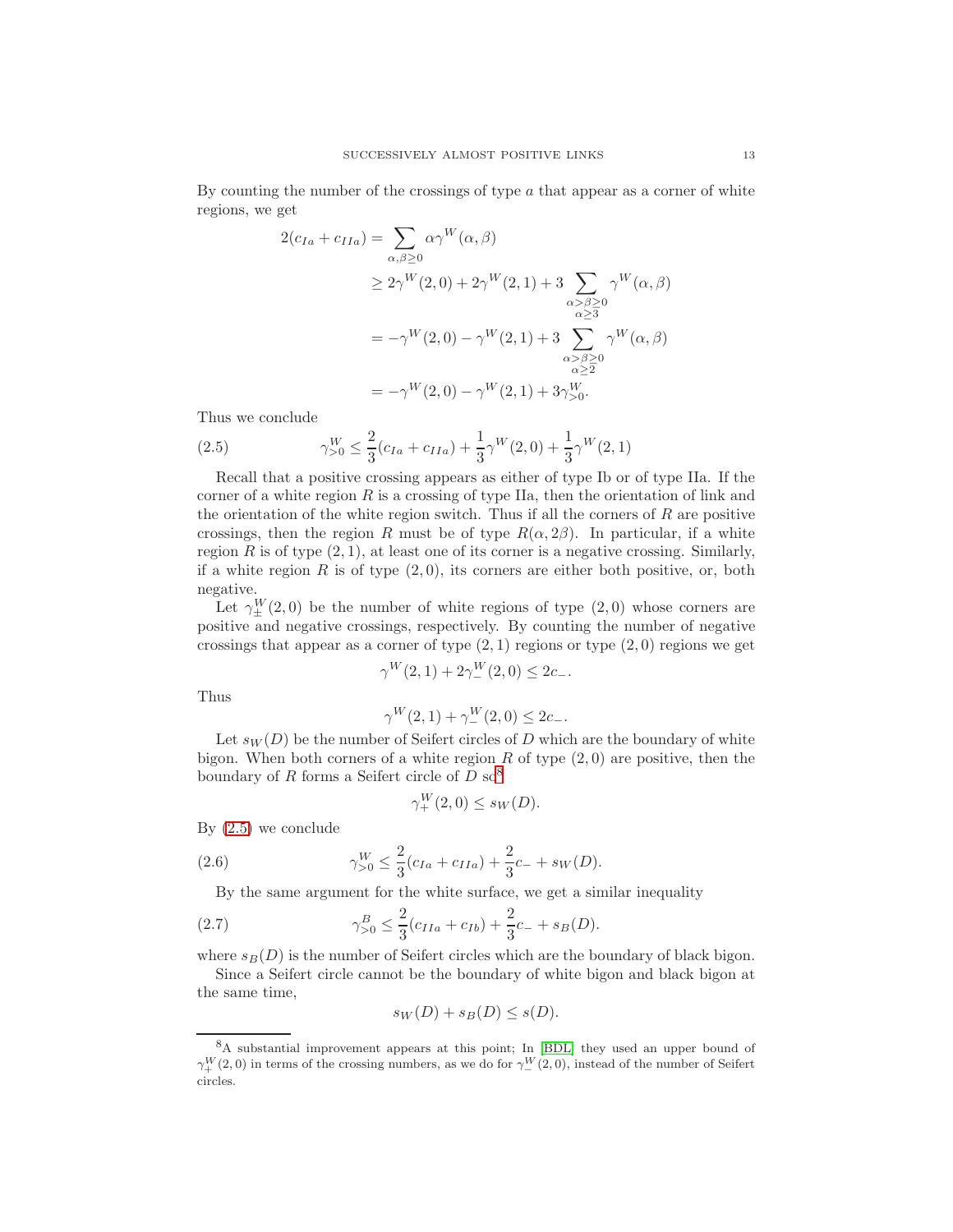By counting the number of the crossings of type $a$ that appear as a corner of white regions, we get

$$
\begin{aligned}
2(c_{Ia}+c_{IIa}) &= \sum_{\alpha,\beta\geq 0} \alpha\gamma^W(\alpha,\beta)\\
&\geq 2\gamma^W(2,0)+2\gamma^W(2,1)+3\sum_{\substack{\alpha>\beta\geq 0\\ \alpha\geq 3}}\gamma^W(\alpha,\beta)\\
&= -\gamma^W(2,0)-\gamma^W(2,1)+3\sum_{\substack{\alpha>\beta\geq 0\\ \alpha\geq 2}}\gamma^W(\alpha,\beta)\\
&= -\gamma^W(2,0)-\gamma^W(2,1)+3\gamma^W_{>0}.
\end{aligned}
$$

Thus we conclude

$$
\gamma^W_{>0} \leq \frac{2}{3}(c_{Ia}+c_{IIa})+\frac{1}{3}\gamma^W(2,0)+\frac{1}{3}\gamma^W(2,1) \tag{2.5}
$$

Recall that a positive crossing appears as either of type Ib or of type IIa. If the corner of a white region $R$ is a crossing of type IIa, then the orientation of link and the orientation of the white region switch. Thus if all the corners of $R$ are positive crossings, then the region $R$ must be of type $R(\alpha,2\beta)$. In particular, if a white region $R$ is of type $(2,1)$, at least one of its corner is a negative crossing. Similarly, if a white region $R$ is of type $(2,0)$, its corners are either both positive, or, both negative.

Let $\gamma^W_{\pm}(2,0)$ be the number of white regions of type $(2,0)$ whose corners are positive and negative crossings, respectively. By counting the number of negative crossings that appear as a corner of type $(2,1)$ regions or type $(2,0)$ regions we get

$$
\gamma^W(2,1)+2\gamma^W_{-}(2,0)\leq 2c_-.
$$

Thus

$$
\gamma^W(2,1)+\gamma^W_{-}(2,0)\leq 2c_-.
$$

Let $s_W(D)$ be the number of Seifert circles of $D$ which are the boundary of white bigon. When both corners of a white region $R$ of type $(2,0)$ are positive, then the boundary of $R$ forms a Seifert circle of $D$ so[8]

$$
\gamma^W_{+}(2,0)\leq s_W(D).
$$

By (2.5) we conclude

$$
\gamma^W_{>0} \leq \frac{2}{3}(c_{Ia}+c_{IIa})+\frac{2}{3}c_- + s_W(D). \tag{2.6}
$$

By the same argument for the white surface, we get a similar inequality

$$
\gamma^B_{>0} \leq \frac{2}{3}(c_{IIa}+c_{Ib})+\frac{2}{3}c_- + s_B(D). \tag{2.7}
$$

where $s_B(D)$ is the number of Seifert circles which are the boundary of black bigon.

Since a Seifert circle cannot be the boundary of white bigon and black bigon at the same time,

$$
s_W(D)+s_B(D)\leq s(D).
$$

---

[8] A substantial improvement appears at this point; In [BDL] they used an upper bound of $\gamma^W_{+}(2,0)$ in terms of the crossing numbers, as we do for $\gamma^W_{-}(2,0)$, instead of the number of Seifert circles.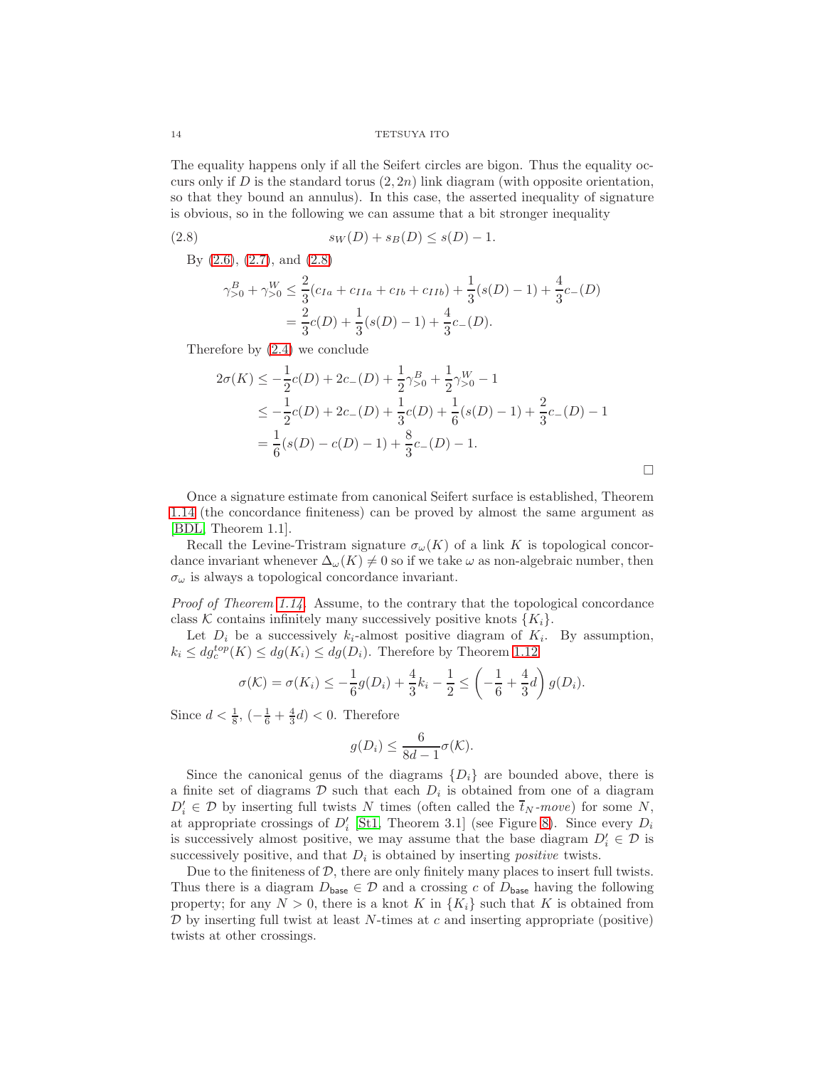The equality happens only if all the Seifert circles are bigon. Thus the equality occurs only if $D$ is the standard torus $(2,2n)$ link diagram (with opposite orientation, so that they bound an annulus). In this case, the asserted inequality of signature is obvious, so in the following we can assume that a bit stronger inequality

$$s_W(D) + s_B(D) \leq s(D) - 1. \tag{2.8}$$

By (2.6), (2.7), and (2.8)

$$\begin{aligned}
\gamma^B_{>0} + \gamma^W_{>0} &\leq \frac{2}{3}(c_{Ia} + c_{IIa} + c_{Ib} + c_{IIb}) + \frac{1}{3}(s(D)-1) + \frac{4}{3}c_-(D) \\
&= \frac{2}{3}c(D) + \frac{1}{3}(s(D)-1) + \frac{4}{3}c_-(D).
\end{aligned}$$

Therefore by (2.4) we conclude

$$\begin{aligned}
2\sigma(K) &\leq -\frac{1}{2}c(D) + 2c_-(D) + \frac{1}{2}\gamma^B_{>0} + \frac{1}{2}\gamma^W_{>0} - 1 \\
&\leq -\frac{1}{2}c(D) + 2c_-(D) + \frac{1}{3}c(D) + \frac{1}{6}(s(D)-1) + \frac{2}{3}c_-(D) - 1 \\
&= \frac{1}{6}(s(D) - c(D) - 1) + \frac{8}{3}c_-(D) - 1.
\end{aligned}$$

□

Once a signature estimate from canonical Seifert surface is established, Theorem 1.14 (the concordance finiteness) can be proved by almost the same argument as [BDL, Theorem 1.1].

Recall the Levine-Tristram signature $\sigma_\omega(K)$ of a link $K$ is topological concordance invariant whenever $\Delta_\omega(K) \neq 0$ so if we take $\omega$ as non-algebraic number, then $\sigma_\omega$ is always a topological concordance invariant.

*Proof of Theorem 1.14.* Assume, to the contrary that the topological concordance class $\mathcal{K}$ contains infinitely many successively positive knots $\{K_i\}$.

Let $D_i$ be a successively $k_i$-almost positive diagram of $K_i$. By assumption, $k_i \leq dg_c^{top}(K) \leq dg(K_i) \leq dg(D_i)$. Therefore by Theorem 1.12

$$\sigma(\mathcal{K}) = \sigma(K_i) \leq -\frac{1}{6}g(D_i) + \frac{4}{3}k_i - \frac{1}{2} \leq \left(-\frac{1}{6} + \frac{4}{3}d\right) g(D_i).$$

Since $d < \frac{1}{8}$, $(-\frac{1}{6} + \frac{4}{3}d) < 0$. Therefore

$$g(D_i) \leq \frac{6}{8d-1}\sigma(\mathcal{K}).$$

Since the canonical genus of the diagrams $\{D_i\}$ are bounded above, there is a finite set of diagrams $\mathcal{D}$ such that each $D_i$ is obtained from one of a diagram $D'_i \in \mathcal{D}$ by inserting full twists $N$ times (often called the $\overline{t}_N$*-move*) for some $N$, at appropriate crossings of $D'_i$ [St1, Theorem 3.1] (see Figure 8). Since every $D_i$ is successively almost positive, we may assume that the base diagram $D'_i \in \mathcal{D}$ is successively positive, and that $D_i$ is obtained by inserting *positive* twists.

Due to the finiteness of $\mathcal{D}$, there are only finitely many places to insert full twists. Thus there is a diagram $D_{\mathsf{base}} \in \mathcal{D}$ and a crossing $c$ of $D_{\mathsf{base}}$ having the following property; for any $N > 0$, there is a knot $K$ in $\{K_i\}$ such that $K$ is obtained from $\mathcal{D}$ by inserting full twist at least $N$-times at $c$ and inserting appropriate (positive) twists at other crossings.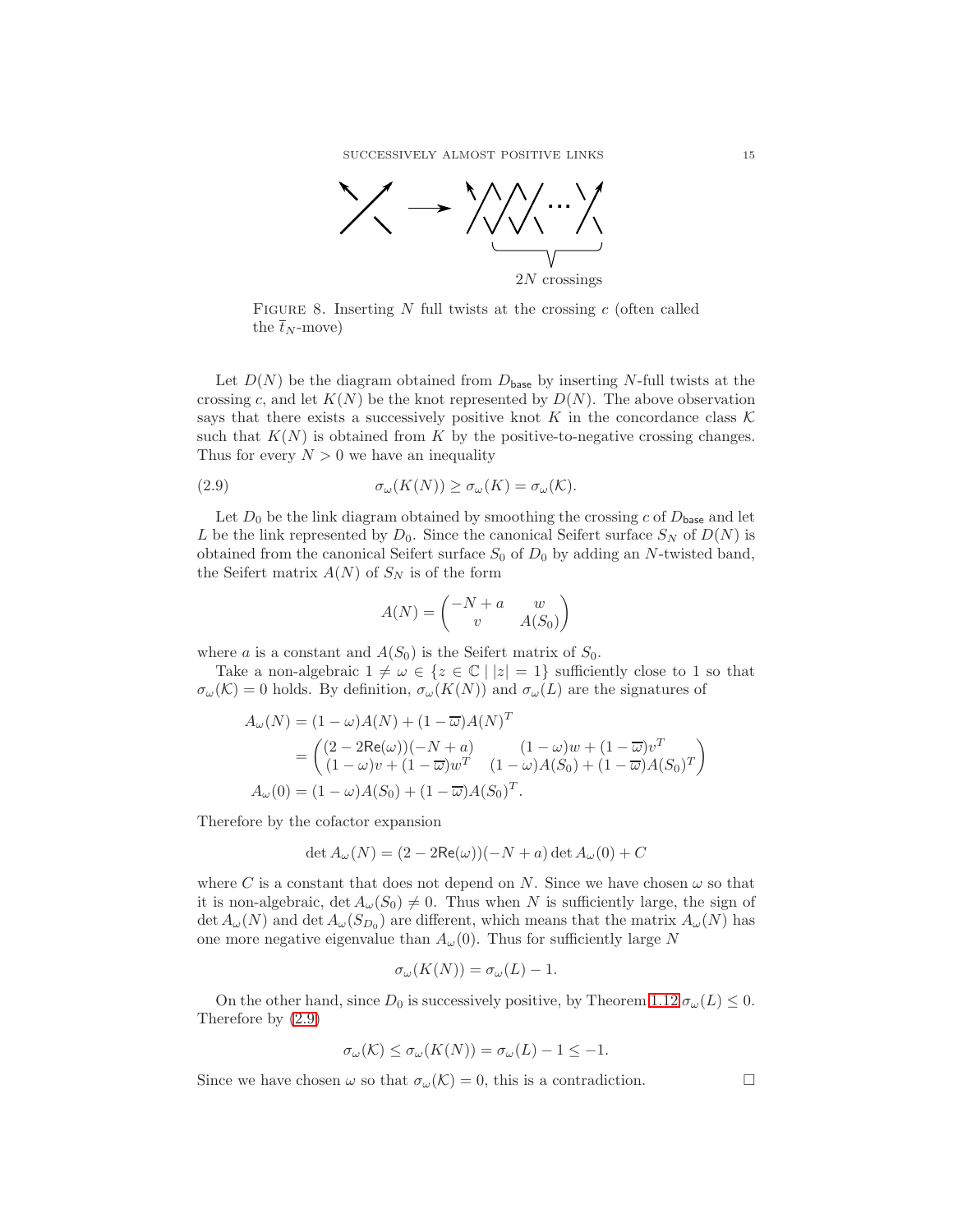FIGURE 8. Inserting $N$ full twists at the crossing $c$ (often called the $\overline{t}_N$-move)

Let $D(N)$ be the diagram obtained from $D_{\mathsf{base}}$ by inserting $N$-full twists at the crossing $c$, and let $K(N)$ be the knot represented by $D(N)$. The above observation says that there exists a successively positive knot $K$ in the concordance class $\mathcal{K}$ such that $K(N)$ is obtained from $K$ by the positive-to-negative crossing changes. Thus for every $N > 0$ we have an inequality

$$\sigma_\omega(K(N)) \geq \sigma_\omega(K) = \sigma_\omega(\mathcal{K}). \tag{2.9}$$

Let $D_0$ be the link diagram obtained by smoothing the crossing $c$ of $D_{\mathsf{base}}$ and let $L$ be the link represented by $D_0$. Since the canonical Seifert surface $S_N$ of $D(N)$ is obtained from the canonical Seifert surface $S_0$ of $D_0$ by adding an $N$-twisted band, the Seifert matrix $A(N)$ of $S_N$ is of the form

$$A(N) = \begin{pmatrix} -N+a & w \\ v & A(S_0) \end{pmatrix}$$

where $a$ is a constant and $A(S_0)$ is the Seifert matrix of $S_0$.

Take a non-algebraic $1 \neq \omega \in \{z \in \mathbb{C} \mid |z| = 1\}$ sufficiently close to 1 so that $\sigma_\omega(\mathcal{K}) = 0$ holds. By definition, $\sigma_\omega(K(N))$ and $\sigma_\omega(L)$ are the signatures of

$$\begin{aligned}
A_\omega(N) &= (1-\omega)A(N) + (1-\overline{\omega})A(N)^T \\
&= \begin{pmatrix} (2-2\mathsf{Re}(\omega))(-N+a) & (1-\omega)w + (1-\overline{\omega})v^T \\ (1-\omega)v + (1-\overline{\omega})w^T & (1-\omega)A(S_0) + (1-\overline{\omega})A(S_0)^T \end{pmatrix} \\
A_\omega(0) &= (1-\omega)A(S_0) + (1-\overline{\omega})A(S_0)^T.
\end{aligned}$$

Therefore by the cofactor expansion

$$\det A_\omega(N) = (2-2\mathsf{Re}(\omega))(-N+a)\det A_\omega(0) + C$$

where $C$ is a constant that does not depend on $N$. Since we have chosen $\omega$ so that it is non-algebraic, $\det A_\omega(S_0) \neq 0$. Thus when $N$ is sufficiently large, the sign of $\det A_\omega(N)$ and $\det A_\omega(S_{D_0})$ are different, which means that the matrix $A_\omega(N)$ has one more negative eigenvalue than $A_\omega(0)$. Thus for sufficiently large $N$

$$\sigma_\omega(K(N)) = \sigma_\omega(L) - 1.$$

On the other hand, since $D_0$ is successively positive, by Theorem 1.12 $\sigma_\omega(L) \leq 0$. Therefore by (2.9)

$$\sigma_\omega(\mathcal{K}) \leq \sigma_\omega(K(N)) = \sigma_\omega(L) - 1 \leq -1.$$

Since we have chosen $\omega$ so that $\sigma_\omega(\mathcal{K}) = 0$, this is a contradiction. $\square$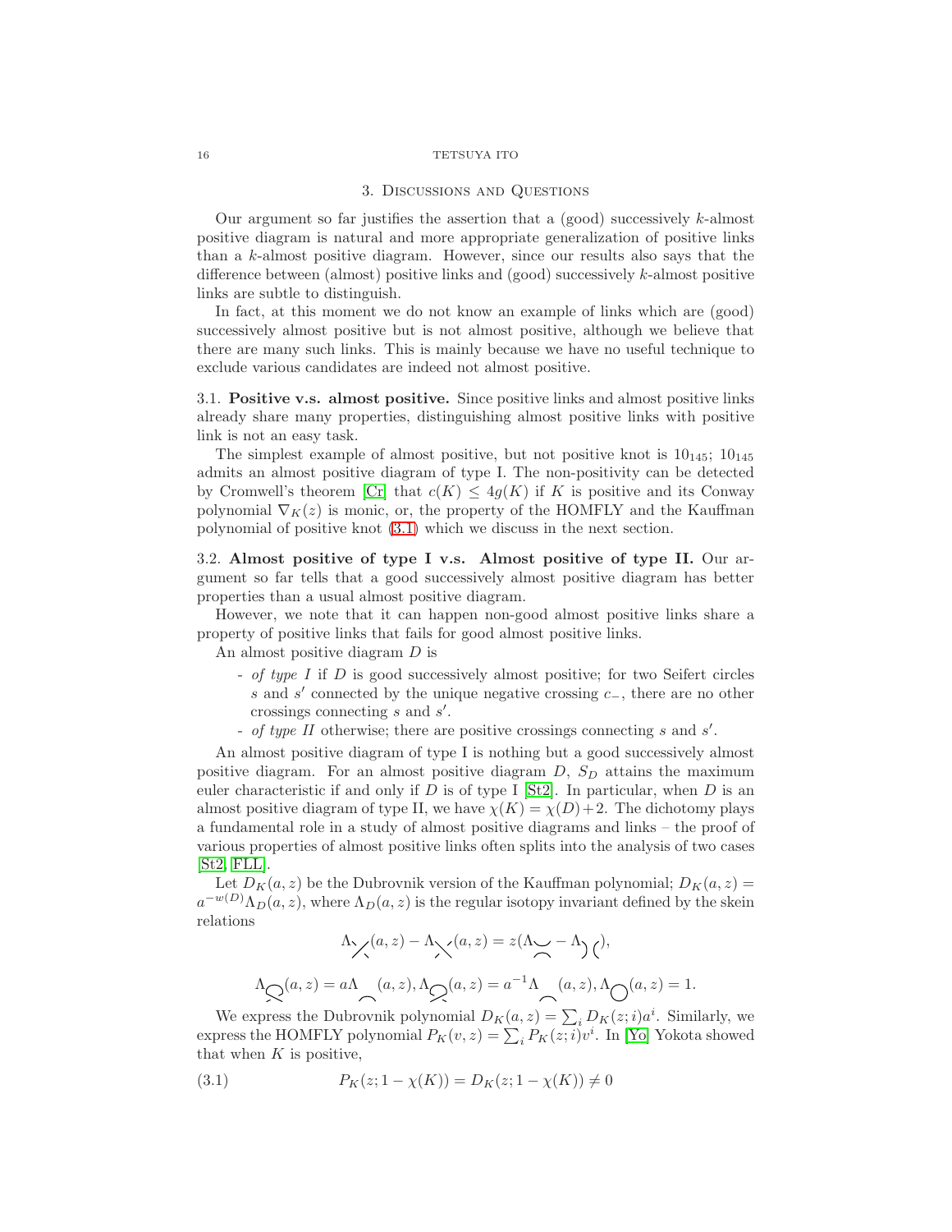## 3. Discussions and Questions

Our argument so far justifies the assertion that a (good) successively $k$-almost positive diagram is natural and more appropriate generalization of positive links than a $k$-almost positive diagram. However, since our results also says that the difference between (almost) positive links and (good) successively $k$-almost positive links are subtle to distinguish.

In fact, at this moment we do not know an example of links which are (good) successively almost positive but is not almost positive, although we believe that there are many such links. This is mainly because we have no useful technique to exclude various candidates are indeed not almost positive.

**3.1. Positive v.s. almost positive.** Since positive links and almost positive links already share many properties, distinguishing almost positive links with positive link is not an easy task.

The simplest example of almost positive, but not positive knot is $10_{145}$; $10_{145}$ admits an almost positive diagram of type I. The non-positivity can be detected by Cromwell's theorem [Cr] that $c(K) \leq 4g(K)$ if $K$ is positive and its Conway polynomial $\nabla_K(z)$ is monic, or, the property of the HOMFLY and the Kauffman polynomial of positive knot (3.1) which we discuss in the next section.

**3.2. Almost positive of type I v.s. Almost positive of type II.** Our argument so far tells that a good successively almost positive diagram has better properties than a usual almost positive diagram.

However, we note that it can happen non-good almost positive links share a property of positive links that fails for good almost positive links.

An almost positive diagram $D$ is

- *of type I* if $D$ is good successively almost positive; for two Seifert circles $s$ and $s'$ connected by the unique negative crossing $c_-$, there are no other crossings connecting $s$ and $s'$.
- *of type II* otherwise; there are positive crossings connecting $s$ and $s'$.

An almost positive diagram of type I is nothing but a good successively almost positive diagram. For an almost positive diagram $D$, $S_D$ attains the maximum euler characteristic if and only if $D$ is of type I [St2]. In particular, when $D$ is an almost positive diagram of type II, we have $\chi(K) = \chi(D)+2$. The dichotomy plays a fundamental role in a study of almost positive diagrams and links – the proof of various properties of almost positive links often splits into the analysis of two cases [St2, FLL].

Let $D_K(a,z)$ be the Dubrovnik version of the Kauffman polynomial; $D_K(a,z) = a^{-w(D)}\Lambda_D(a,z)$, where $\Lambda_D(a,z)$ is the regular isotopy invariant defined by the skein relations

$$\Lambda_{\diagup\!\!\!\!\diagdown}(a,z) - \Lambda_{\diagdown\!\!\!\!\diagup}(a,z) = z(\Lambda_{\asymp} - \Lambda_{)(}),$$

$$\Lambda_{\text{kink}^+}(a,z) = a\Lambda_{\frown}(a,z), \Lambda_{\text{kink}^-}(a,z) = a^{-1}\Lambda_{\frown}(a,z), \Lambda_{\bigcirc}(a,z) = 1.$$

We express the Dubrovnik polynomial $D_K(a,z) = \sum_i D_K(z;i)a^i$. Similarly, we express the HOMFLY polynomial $P_K(v,z) = \sum_i P_K(z;i)v^i$. In [Yo] Yokota showed that when $K$ is positive,

$$P_K(z; 1-\chi(K)) = D_K(z; 1-\chi(K)) \neq 0 \tag{3.1}$$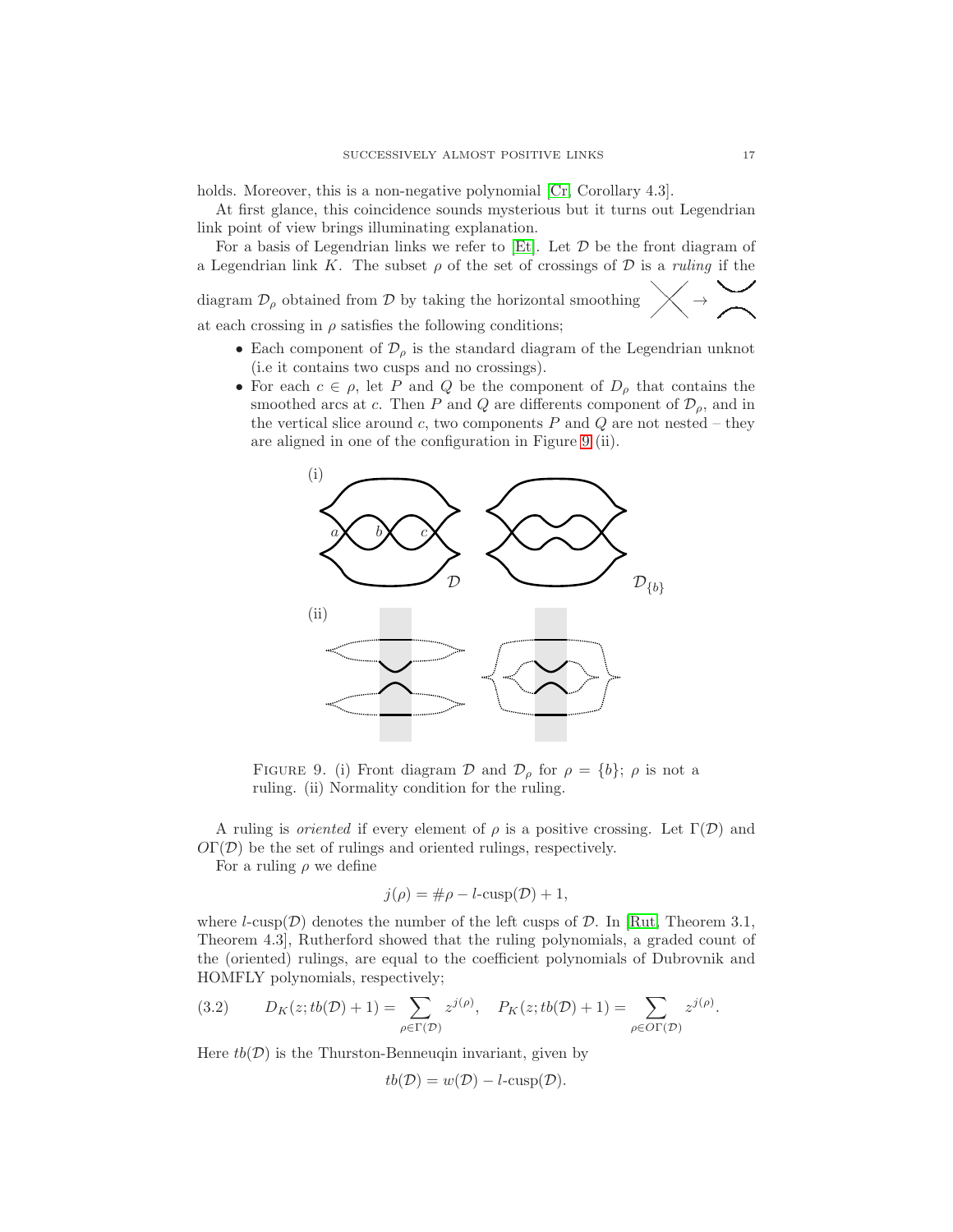holds. Moreover, this is a non-negative polynomial [Cr, Corollary 4.3].

At first glance, this coincidence sounds mysterious but it turns out Legendrian link point of view brings illuminating explanation.

For a basis of Legendrian links we refer to [Et]. Let $\mathcal{D}$ be the front diagram of a Legendrian link $K$. The subset $\rho$ of the set of crossings of $\mathcal{D}$ is a *ruling* if the diagram $\mathcal{D}_\rho$ obtained from $\mathcal{D}$ by taking the horizontal smoothing at each crossing in $\rho$ satisfies the following conditions;

- Each component of $\mathcal{D}_\rho$ is the standard diagram of the Legendrian unknot (i.e it contains two cusps and no crossings).
- For each $c \in \rho$, let $P$ and $Q$ be the component of $D_\rho$ that contains the smoothed arcs at $c$. Then $P$ and $Q$ are differents component of $\mathcal{D}_\rho$, and in the vertical slice around $c$, two components $P$ and $Q$ are not nested – they are aligned in one of the configuration in Figure 9 (ii).

FIGURE 9. (i) Front diagram $\mathcal{D}$ and $\mathcal{D}_\rho$ for $\rho = \{b\}$; $\rho$ is not a ruling. (ii) Normality condition for the ruling.

A ruling is *oriented* if every element of $\rho$ is a positive crossing. Let $\Gamma(\mathcal{D})$ and $O\Gamma(\mathcal{D})$ be the set of rulings and oriented rulings, respectively.

For a ruling $\rho$ we define

$$j(\rho) = \#\rho - l\text{-cusp}(\mathcal{D}) + 1,$$

where $l$-cusp$(\mathcal{D})$ denotes the number of the left cusps of $\mathcal{D}$. In [Rut, Theorem 3.1, Theorem 4.3], Rutherford showed that the ruling polynomials, a graded count of the (oriented) rulings, are equal to the coefficient polynomials of Dubrovnik and HOMFLY polynomials, respectively;

$$D_K(z; tb(\mathcal{D}) + 1) = \sum_{\rho \in \Gamma(\mathcal{D})} z^{j(\rho)}, \quad P_K(z; tb(\mathcal{D}) + 1) = \sum_{\rho \in O\Gamma(\mathcal{D})} z^{j(\rho)}. \tag{3.2}$$

Here $tb(\mathcal{D})$ is the Thurston-Benneuqin invariant, given by

$$tb(\mathcal{D}) = w(\mathcal{D}) - l\text{-cusp}(\mathcal{D}).$$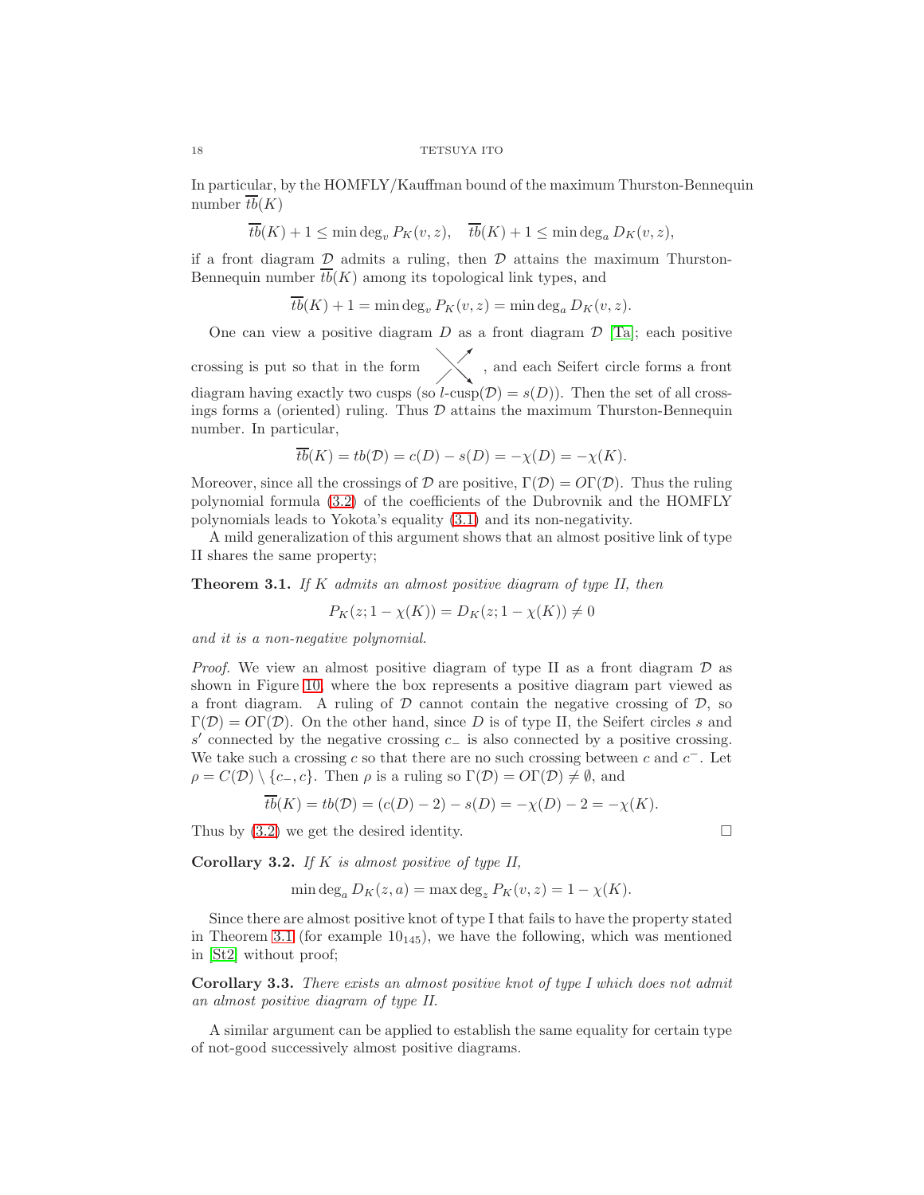In particular, by the HOMFLY/Kauffman bound of the maximum Thurston-Bennequin number $\overline{tb}(K)$

$$\overline{tb}(K) + 1 \leq \min \deg_v P_K(v,z), \quad \overline{tb}(K) + 1 \leq \min \deg_a D_K(v,z),$$

if a front diagram $\mathcal{D}$ admits a ruling, then $\mathcal{D}$ attains the maximum Thurston-Bennequin number $\overline{tb}(K)$ among its topological link types, and

$$\overline{tb}(K) + 1 = \min \deg_v P_K(v,z) = \min \deg_a D_K(v,z).$$

One can view a positive diagram $D$ as a front diagram $\mathcal{D}$ [Ta]; each positive crossing is put so that in the form (crossing picture), and each Seifert circle forms a front diagram having exactly two cusps (so $l$-cusp$(\mathcal{D}) = s(D)$). Then the set of all crossings forms a (oriented) ruling. Thus $\mathcal{D}$ attains the maximum Thurston-Bennequin number. In particular,

$$\overline{tb}(K) = tb(\mathcal{D}) = c(D) - s(D) = -\chi(D) = -\chi(K).$$

Moreover, since all the crossings of $\mathcal{D}$ are positive, $\Gamma(\mathcal{D}) = O\Gamma(\mathcal{D})$. Thus the ruling polynomial formula (3.2) of the coefficients of the Dubrovnik and the HOMFLY polynomials leads to Yokota's equality (3.1) and its non-negativity.

A mild generalization of this argument shows that an almost positive link of type II shares the same property;

**Theorem 3.1.** *If $K$ admits an almost positive diagram of type II, then*

$$P_K(z; 1-\chi(K)) = D_K(z; 1-\chi(K)) \neq 0$$

*and it is a non-negative polynomial.*

*Proof.* We view an almost positive diagram of type II as a front diagram $\mathcal{D}$ as shown in Figure 10, where the box represents a positive diagram part viewed as a front diagram. A ruling of $\mathcal{D}$ cannot contain the negative crossing of $\mathcal{D}$, so $\Gamma(\mathcal{D}) = O\Gamma(\mathcal{D})$. On the other hand, since $D$ is of type II, the Seifert circles $s$ and $s'$ connected by the negative crossing $c_-$ is also connected by a positive crossing. We take such a crossing $c$ so that there are no such crossing between $c$ and $c^-$. Let $\rho = C(\mathcal{D}) \setminus \{c_-, c\}$. Then $\rho$ is a ruling so $\Gamma(\mathcal{D}) = O\Gamma(\mathcal{D}) \neq \emptyset$, and

$$\overline{tb}(K) = tb(\mathcal{D}) = (c(D) - 2) - s(D) = -\chi(D) - 2 = -\chi(K).$$

Thus by (3.2) we get the desired identity. $\square$

**Corollary 3.2.** *If $K$ is almost positive of type II,*

$$\min \deg_a D_K(z,a) = \max \deg_z P_K(v,z) = 1 - \chi(K).$$

Since there are almost positive knot of type I that fails to have the property stated in Theorem 3.1 (for example $10_{145}$), we have the following, which was mentioned in [St2] without proof;

**Corollary 3.3.** *There exists an almost positive knot of type I which does not admit an almost positive diagram of type II.*

A similar argument can be applied to establish the same equality for certain type of not-good successively almost positive diagrams.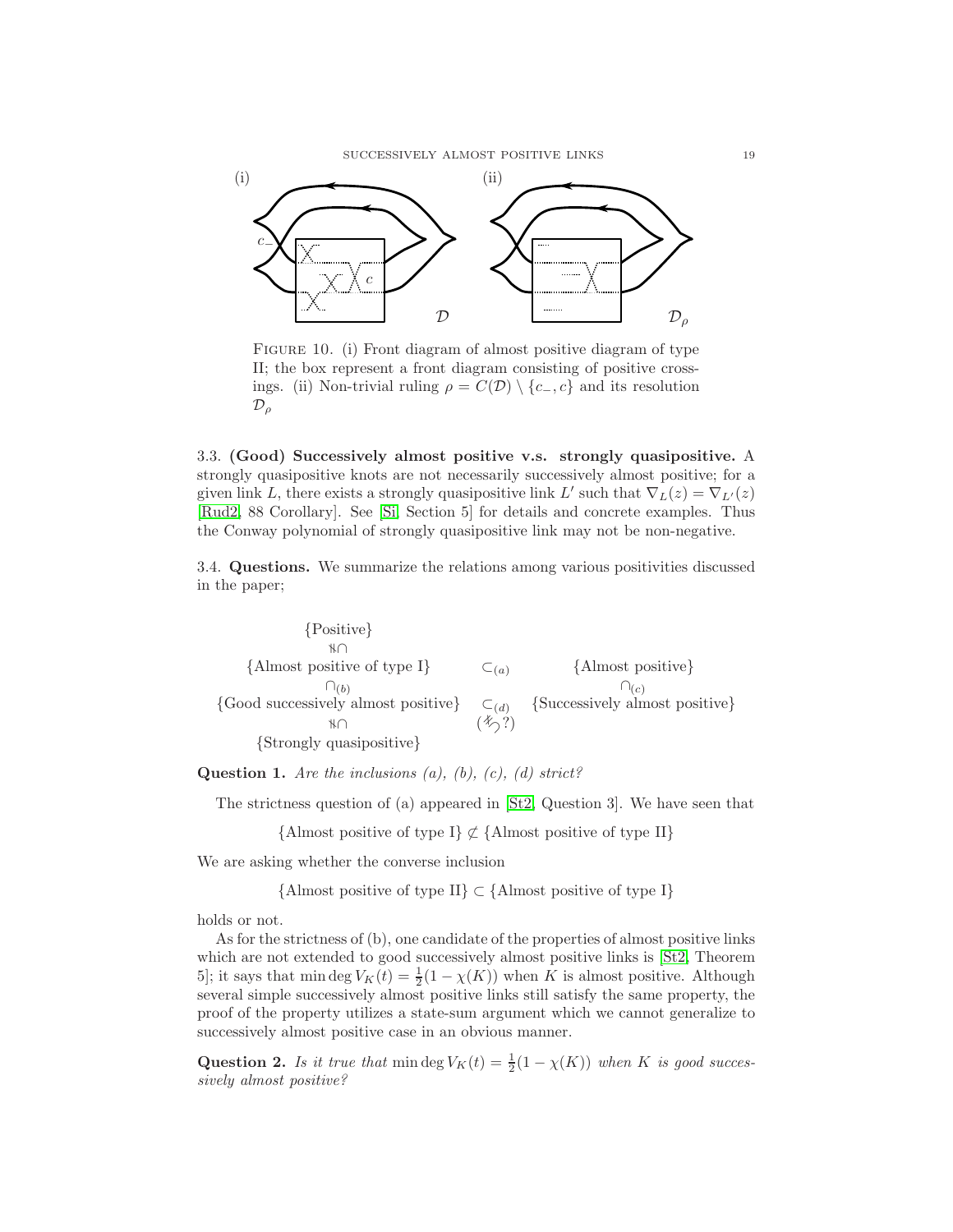FIGURE 10. (i) Front diagram of almost positive diagram of type II; the box represent a front diagram consisting of positive crossings. (ii) Non-trivial ruling $\rho = C(\mathcal{D}) \setminus \{c_-, c\}$ and its resolution $\mathcal{D}_\rho$

### 3.3. (Good) Successively almost positive v.s. strongly quasipositive.

A strongly quasipositive knots are not necessarily successively almost positive; for a given link $L$, there exists a strongly quasipositive link $L'$ such that $\nabla_L(z) = \nabla_{L'}(z)$ [Rud2, 88 Corollary]. See [Si, Section 5] for details and concrete examples. Thus the Conway polynomial of strongly quasipositive link may not be non-negative.

### 3.4. Questions.

We summarize the relations among various positivities discussed in the paper;

$$
\begin{array}{ccc}
\{\text{Positive}\} & & \\
\rotatebox{90}{$\subsetneq$} & & \\
\{\text{Almost positive of type I}\} & \subset_{(a)} & \{\text{Almost positive}\} \\
\cap_{(b)} & & \cap_{(c)} \\
\{\text{Good successively almost positive}\} & \subset_{(d)} & \{\text{Successively almost positive}\} \\
\rotatebox{90}{$\subsetneq$} & (\not\supset ?) & \\
\{\text{Strongly quasipositive}\} & &
\end{array}
$$

**Question 1.** *Are the inclusions (a), (b), (c), (d) strict?*

The strictness question of (a) appeared in [St2, Question 3]. We have seen that

$$\{\text{Almost positive of type I}\} \not\subset \{\text{Almost positive of type II}\}$$

We are asking whether the converse inclusion

$$\{\text{Almost positive of type II}\} \subset \{\text{Almost positive of type I}\}$$

holds or not.

As for the strictness of (b), one candidate of the properties of almost positive links which are not extended to good successively almost positive links is [St2, Theorem 5]; it says that $\min\deg V_K(t) = \frac{1}{2}(1-\chi(K))$ when $K$ is almost positive. Although several simple successively almost positive links still satisfy the same property, the proof of the property utilizes a state-sum argument which we cannot generalize to successively almost positive case in an obvious manner.

**Question 2.** *Is it true that* $\min\deg V_K(t) = \frac{1}{2}(1-\chi(K))$ *when* $K$ *is good successively almost positive?*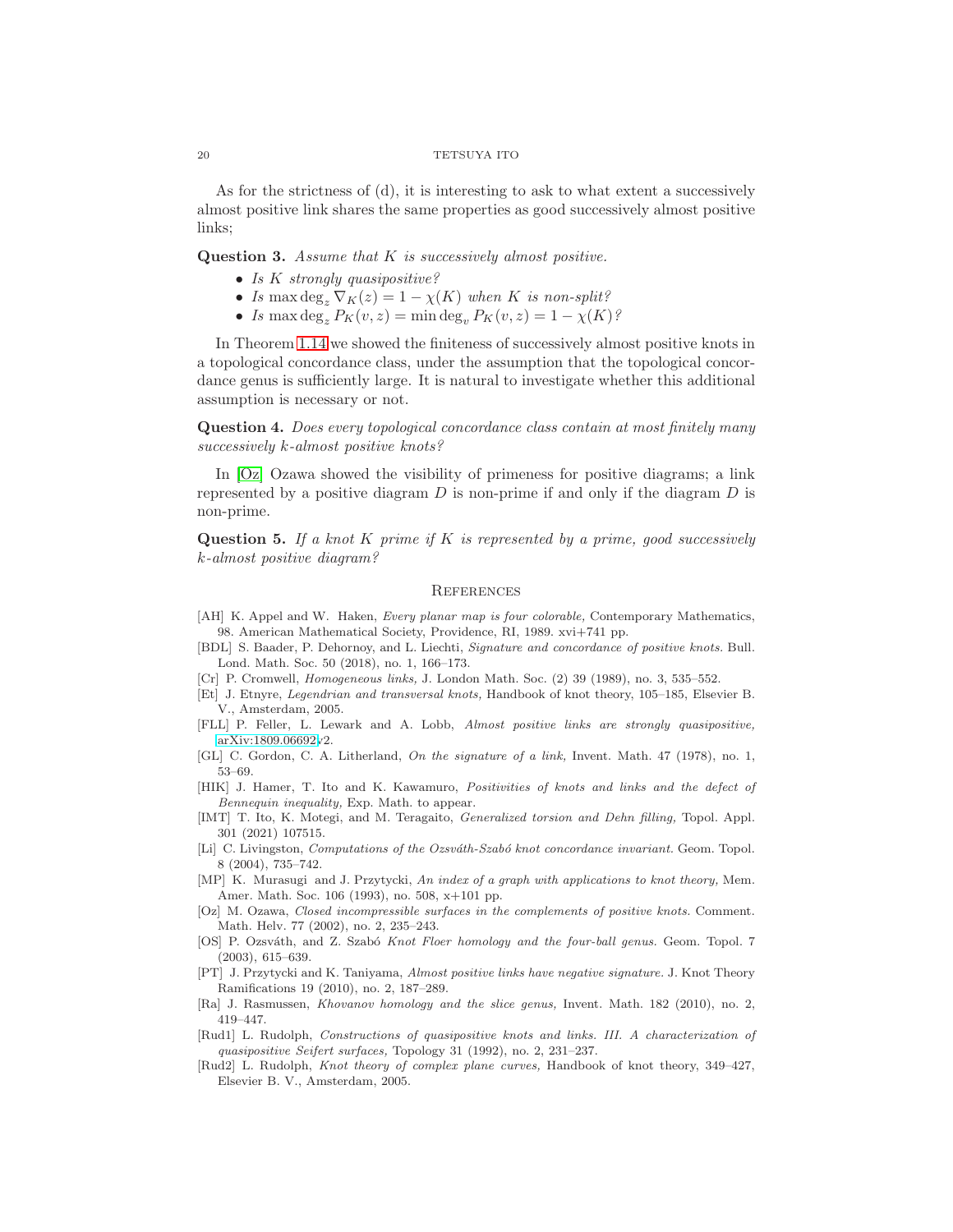As for the strictness of (d), it is interesting to ask to what extent a successively almost positive link shares the same properties as good successively almost positive links;

**Question 3.** *Assume that $K$ is successively almost positive.*

- *Is $K$ strongly quasipositive?*
- *Is $\max\deg_z \nabla_K(z) = 1-\chi(K)$ when $K$ is non-split?*
- *Is $\max\deg_z P_K(v,z) = \min\deg_v P_K(v,z) = 1-\chi(K)$?*

In Theorem 1.14 we showed the finiteness of successively almost positive knots in a topological concordance class, under the assumption that the topological concordance genus is sufficiently large. It is natural to investigate whether this additional assumption is necessary or not.

**Question 4.** *Does every topological concordance class contain at most finitely many successively $k$-almost positive knots?*

In [Oz] Ozawa showed the visibility of primeness for positive diagrams; a link represented by a positive diagram $D$ is non-prime if and only if the diagram $D$ is non-prime.

**Question 5.** *If a knot $K$ prime if $K$ is represented by a prime, good successively $k$-almost positive diagram?*

## References

[AH] K. Appel and W. Haken, *Every planar map is four colorable,* Contemporary Mathematics, 98. American Mathematical Society, Providence, RI, 1989. xvi+741 pp.

[BDL] S. Baader, P. Dehornoy, and L. Liechti, *Signature and concordance of positive knots.* Bull. Lond. Math. Soc. 50 (2018), no. 1, 166–173.

[Cr] P. Cromwell, *Homogeneous links,* J. London Math. Soc. (2) 39 (1989), no. 3, 535–552.

[Et] J. Etnyre, *Legendrian and transversal knots,* Handbook of knot theory, 105–185, Elsevier B. V., Amsterdam, 2005.

[FLL] P. Feller, L. Lewark and A. Lobb, *Almost positive links are strongly quasipositive,* arXiv:1809.06692v2.

[GL] C. Gordon, C. A. Litherland, *On the signature of a link,* Invent. Math. 47 (1978), no. 1, 53–69.

[HIK] J. Hamer, T. Ito and K. Kawamuro, *Positivities of knots and links and the defect of Bennequin inequality,* Exp. Math. to appear.

[IMT] T. Ito, K. Motegi, and M. Teragaito, *Generalized torsion and Dehn filling,* Topol. Appl. 301 (2021) 107515.

[Li] C. Livingston, *Computations of the Ozsváth-Szabó knot concordance invariant.* Geom. Topol. 8 (2004), 735–742.

[MP] K. Murasugi and J. Przytycki, *An index of a graph with applications to knot theory,* Mem. Amer. Math. Soc. 106 (1993), no. 508, x+101 pp.

[Oz] M. Ozawa, *Closed incompressible surfaces in the complements of positive knots.* Comment. Math. Helv. 77 (2002), no. 2, 235–243.

[OS] P. Ozsváth, and Z. Szabó *Knot Floer homology and the four-ball genus.* Geom. Topol. 7 (2003), 615–639.

[PT] J. Przytycki and K. Taniyama, *Almost positive links have negative signature.* J. Knot Theory Ramifications 19 (2010), no. 2, 187–289.

[Ra] J. Rasmussen, *Khovanov homology and the slice genus,* Invent. Math. 182 (2010), no. 2, 419–447.

[Rud1] L. Rudolph, *Constructions of quasipositive knots and links. III. A characterization of quasipositive Seifert surfaces,* Topology 31 (1992), no. 2, 231–237.

[Rud2] L. Rudolph, *Knot theory of complex plane curves,* Handbook of knot theory, 349–427, Elsevier B. V., Amsterdam, 2005.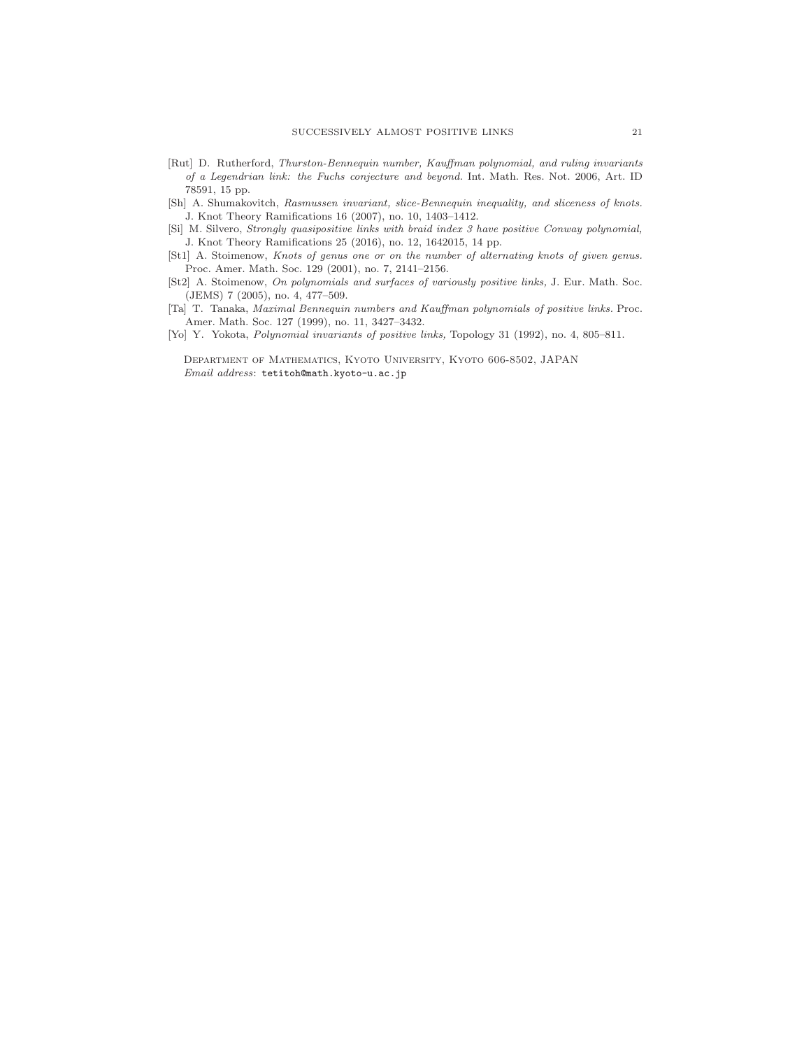- [Rut] D. Rutherford, *Thurston-Bennequin number, Kauffman polynomial, and ruling invariants of a Legendrian link: the Fuchs conjecture and beyond.* Int. Math. Res. Not. 2006, Art. ID 78591, 15 pp.
- [Sh] A. Shumakovitch, *Rasmussen invariant, slice-Bennequin inequality, and sliceness of knots.* J. Knot Theory Ramifications 16 (2007), no. 10, 1403–1412.
- [Si] M. Silvero, *Strongly quasipositive links with braid index 3 have positive Conway polynomial,* J. Knot Theory Ramifications 25 (2016), no. 12, 1642015, 14 pp.
- [St1] A. Stoimenow, *Knots of genus one or on the number of alternating knots of given genus.* Proc. Amer. Math. Soc. 129 (2001), no. 7, 2141–2156.
- [St2] A. Stoimenow, *On polynomials and surfaces of variously positive links,* J. Eur. Math. Soc. (JEMS) 7 (2005), no. 4, 477–509.
- [Ta] T. Tanaka, *Maximal Bennequin numbers and Kauffman polynomials of positive links.* Proc. Amer. Math. Soc. 127 (1999), no. 11, 3427–3432.
- [Yo] Y. Yokota, *Polynomial invariants of positive links,* Topology 31 (1992), no. 4, 805–811.

Department of Mathematics, Kyoto University, Kyoto 606-8502, JAPAN
*Email address*: `tetitoh@math.kyoto-u.ac.jp`